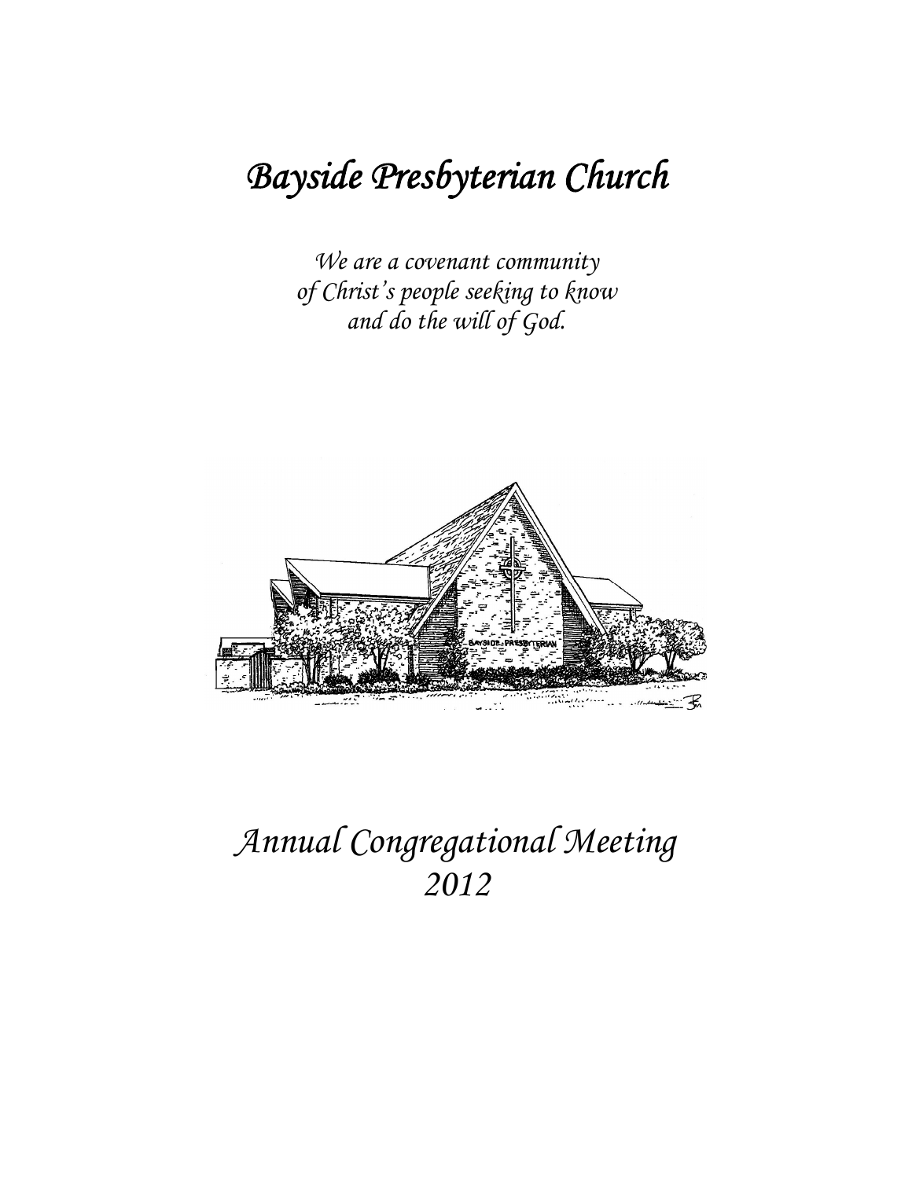# *Bayside Presbyterian Church*

*We are a covenant community*
*of Christ's people seeking to know*
*and do the will of God.*

# *Annual Congregational Meeting*
# *2012*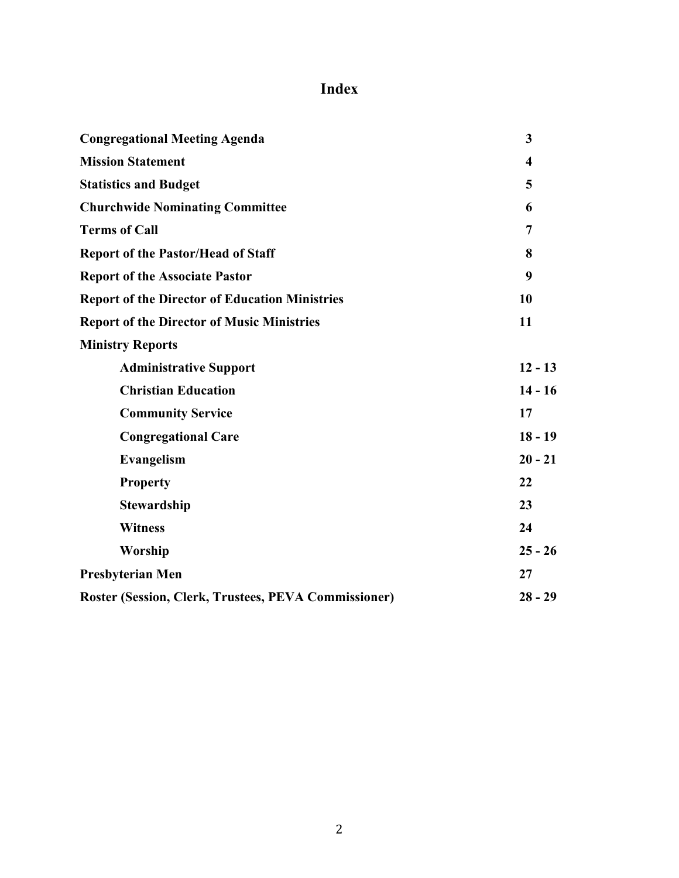# Index

| | |
|---|---|
| **Congregational Meeting Agenda** | **3** |
| **Mission Statement** | **4** |
| **Statistics and Budget** | **5** |
| **Churchwide Nominating Committee** | **6** |
| **Terms of Call** | **7** |
| **Report of the Pastor/Head of Staff** | **8** |
| **Report of the Associate Pastor** | **9** |
| **Report of the Director of Education Ministries** | **10** |
| **Report of the Director of Music Ministries** | **11** |
| **Ministry Reports** | |
| **Administrative Support** | **12 - 13** |
| **Christian Education** | **14 - 16** |
| **Community Service** | **17** |
| **Congregational Care** | **18 - 19** |
| **Evangelism** | **20 - 21** |
| **Property** | **22** |
| **Stewardship** | **23** |
| **Witness** | **24** |
| **Worship** | **25 - 26** |
| **Presbyterian Men** | **27** |
| **Roster (Session, Clerk, Trustees, PEVA Commissioner)** | **28 - 29** |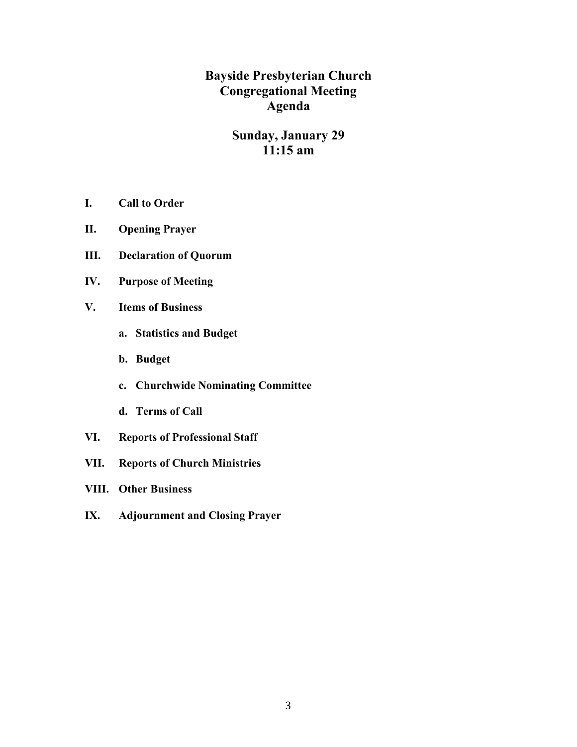# Bayside Presbyterian Church
# Congregational Meeting
# Agenda

## Sunday, January 29
## 11:15 am

**I. Call to Order**

**II. Opening Prayer**

**III. Declaration of Quorum**

**IV. Purpose of Meeting**

**V. Items of Business**

- **a. Statistics and Budget**
- **b. Budget**
- **c. Churchwide Nominating Committee**
- **d. Terms of Call**

**VI. Reports of Professional Staff**

**VII. Reports of Church Ministries**

**VIII. Other Business**

**IX. Adjournment and Closing Prayer**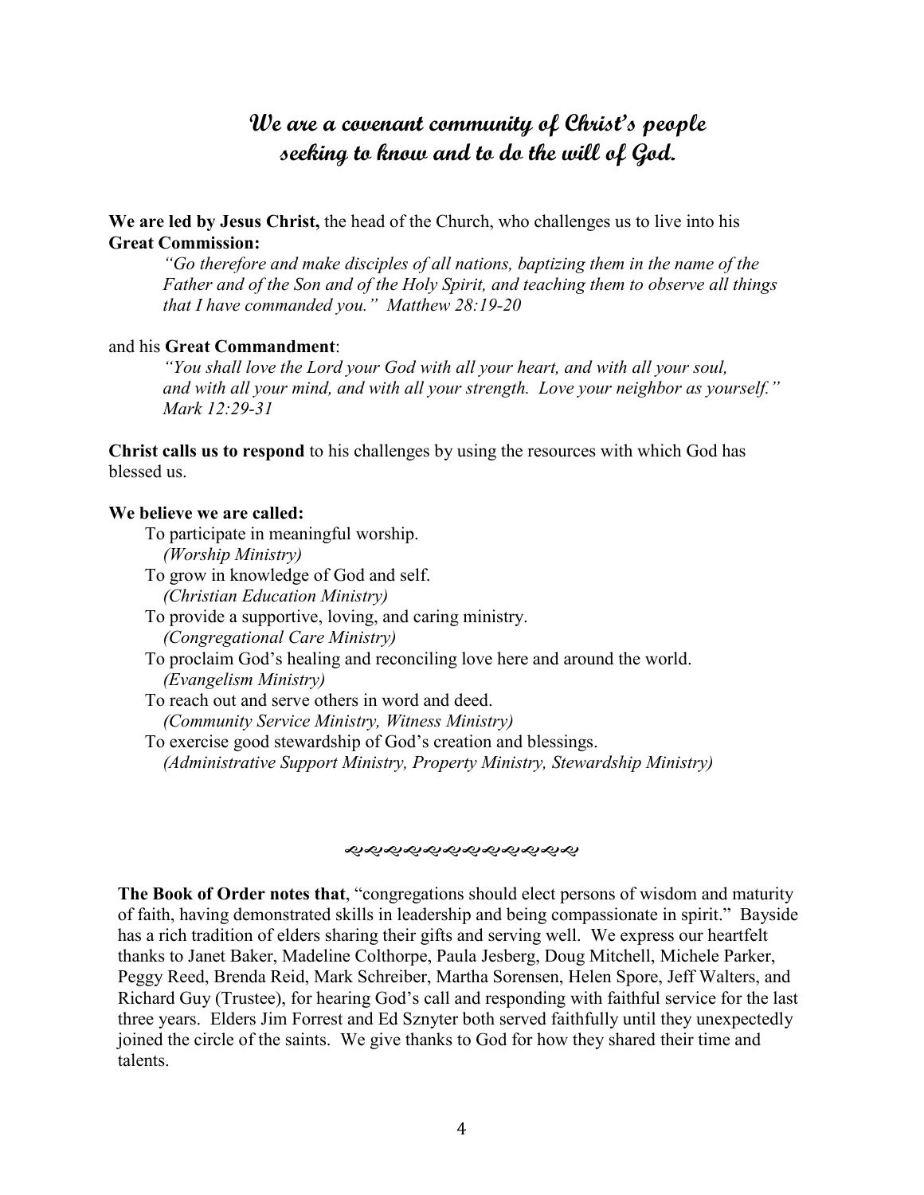# *We are a covenant community of Christ's people seeking to know and to do the will of God.*

**We are led by Jesus Christ,** the head of the Church, who challenges us to live into his **Great Commission:**

> *"Go therefore and make disciples of all nations, baptizing them in the name of the Father and of the Son and of the Holy Spirit, and teaching them to observe all things that I have commanded you." Matthew 28:19-20*

and his **Great Commandment**:

> *"You shall love the Lord your God with all your heart, and with all your soul, and with all your mind, and with all your strength. Love your neighbor as yourself." Mark 12:29-31*

**Christ calls us to respond** to his challenges by using the resources with which God has blessed us.

**We believe we are called:**

- To participate in meaningful worship.
  *(Worship Ministry)*
- To grow in knowledge of God and self.
  *(Christian Education Ministry)*
- To provide a supportive, loving, and caring ministry.
  *(Congregational Care Ministry)*
- To proclaim God's healing and reconciling love here and around the world.
  *(Evangelism Ministry)*
- To reach out and serve others in word and deed.
  *(Community Service Ministry, Witness Ministry)*
- To exercise good stewardship of God's creation and blessings.
  *(Administrative Support Ministry, Property Ministry, Stewardship Ministry)*

---

**The Book of Order notes that**, "congregations should elect persons of wisdom and maturity of faith, having demonstrated skills in leadership and being compassionate in spirit." Bayside has a rich tradition of elders sharing their gifts and serving well. We express our heartfelt thanks to Janet Baker, Madeline Colthorpe, Paula Jesberg, Doug Mitchell, Michele Parker, Peggy Reed, Brenda Reid, Mark Schreiber, Martha Sorensen, Helen Spore, Jeff Walters, and Richard Guy (Trustee), for hearing God's call and responding with faithful service for the last three years. Elders Jim Forrest and Ed Sznyter both served faithfully until they unexpectedly joined the circle of the saints. We give thanks to God for how they shared their time and talents.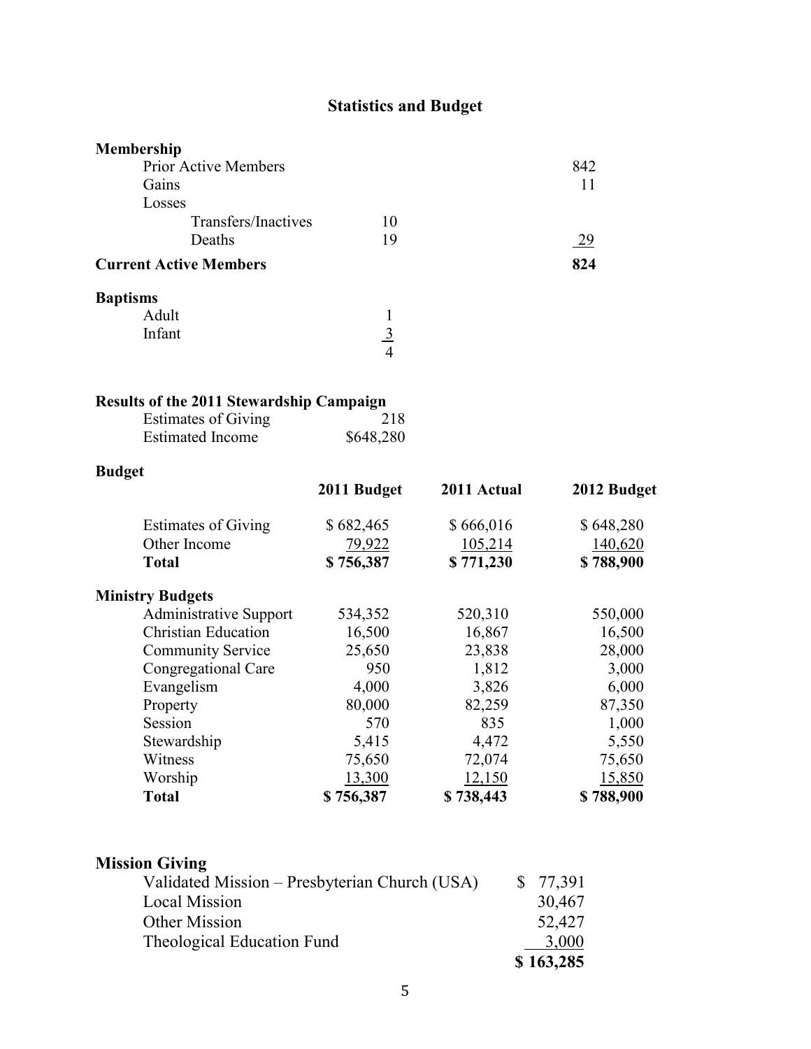# Statistics and Budget

## Membership

| | | |
|---|---|---|
| Prior Active Members | | 842 |
| Gains | | 11 |
| Losses | | |
| Transfers/Inactives | 10 | |
| Deaths | 19 | 29 |
| **Current Active Members** | | **824** |

## Baptisms

| | |
|---|---|
| Adult | 1 |
| Infant | 3 |
| | 4 |

## Results of the 2011 Stewardship Campaign

| | |
|---|---|
| Estimates of Giving | 218 |
| Estimated Income | $648,280 |

## Budget

| | 2011 Budget | 2011 Actual | 2012 Budget |
|---|---|---|---|
| Estimates of Giving | $ 682,465 | $ 666,016 | $ 648,280 |
| Other Income | 79,922 | 105,214 | 140,620 |
| **Total** | **$ 756,387** | **$ 771,230** | **$ 788,900** |
| **Ministry Budgets** | | | |
| Administrative Support | 534,352 | 520,310 | 550,000 |
| Christian Education | 16,500 | 16,867 | 16,500 |
| Community Service | 25,650 | 23,838 | 28,000 |
| Congregational Care | 950 | 1,812 | 3,000 |
| Evangelism | 4,000 | 3,826 | 6,000 |
| Property | 80,000 | 82,259 | 87,350 |
| Session | 570 | 835 | 1,000 |
| Stewardship | 5,415 | 4,472 | 5,550 |
| Witness | 75,650 | 72,074 | 75,650 |
| Worship | 13,300 | 12,150 | 15,850 |
| **Total** | **$ 756,387** | **$ 738,443** | **$ 788,900** |

## Mission Giving

| | |
|---|---|
| Validated Mission – Presbyterian Church (USA) | $ 77,391 |
| Local Mission | 30,467 |
| Other Mission | 52,427 |
| Theological Education Fund | 3,000 |
| | **$ 163,285** |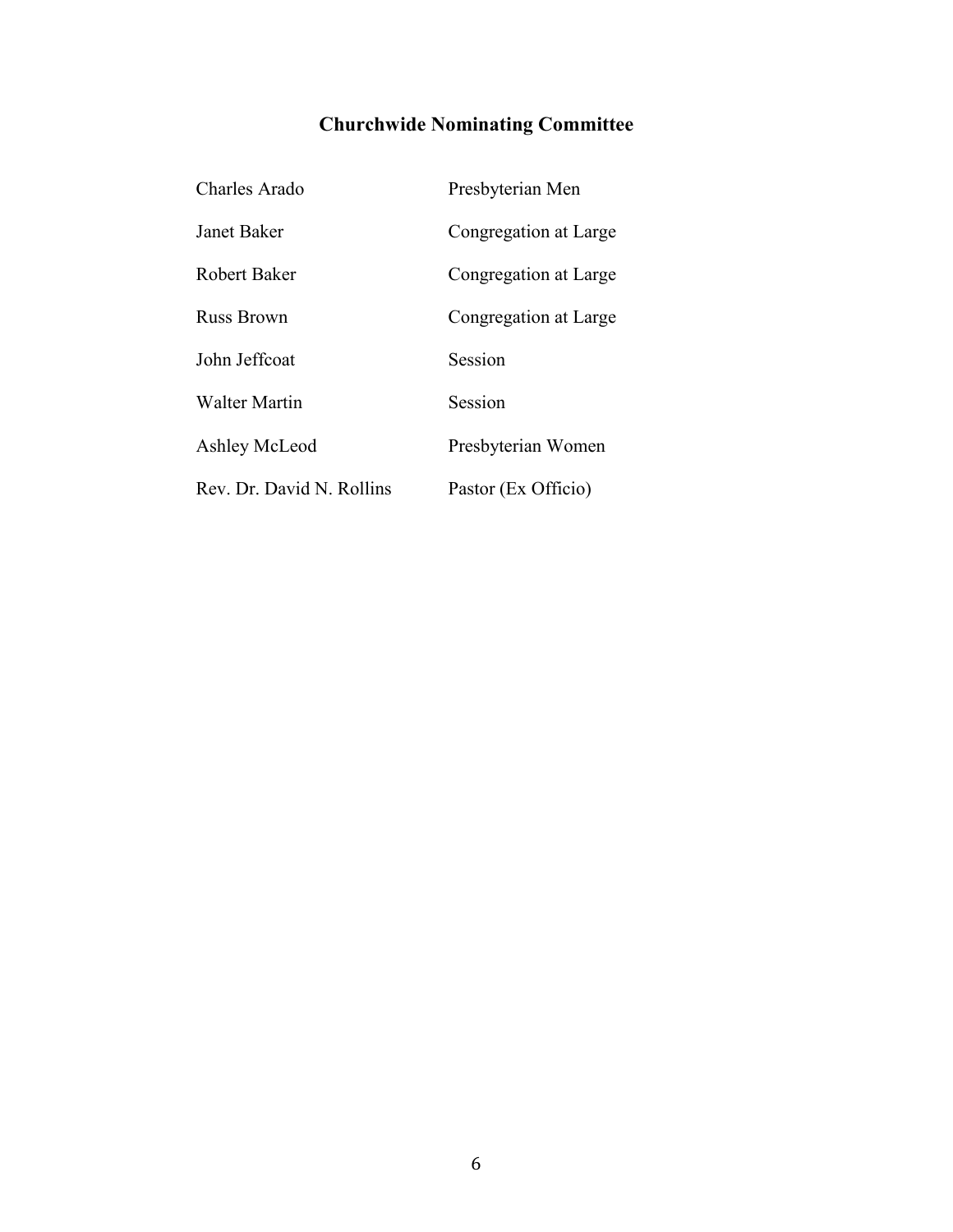## Churchwide Nominating Committee

| | |
|---|---|
| Charles Arado | Presbyterian Men |
| Janet Baker | Congregation at Large |
| Robert Baker | Congregation at Large |
| Russ Brown | Congregation at Large |
| John Jeffcoat | Session |
| Walter Martin | Session |
| Ashley McLeod | Presbyterian Women |
| Rev. Dr. David N. Rollins | Pastor (Ex Officio) |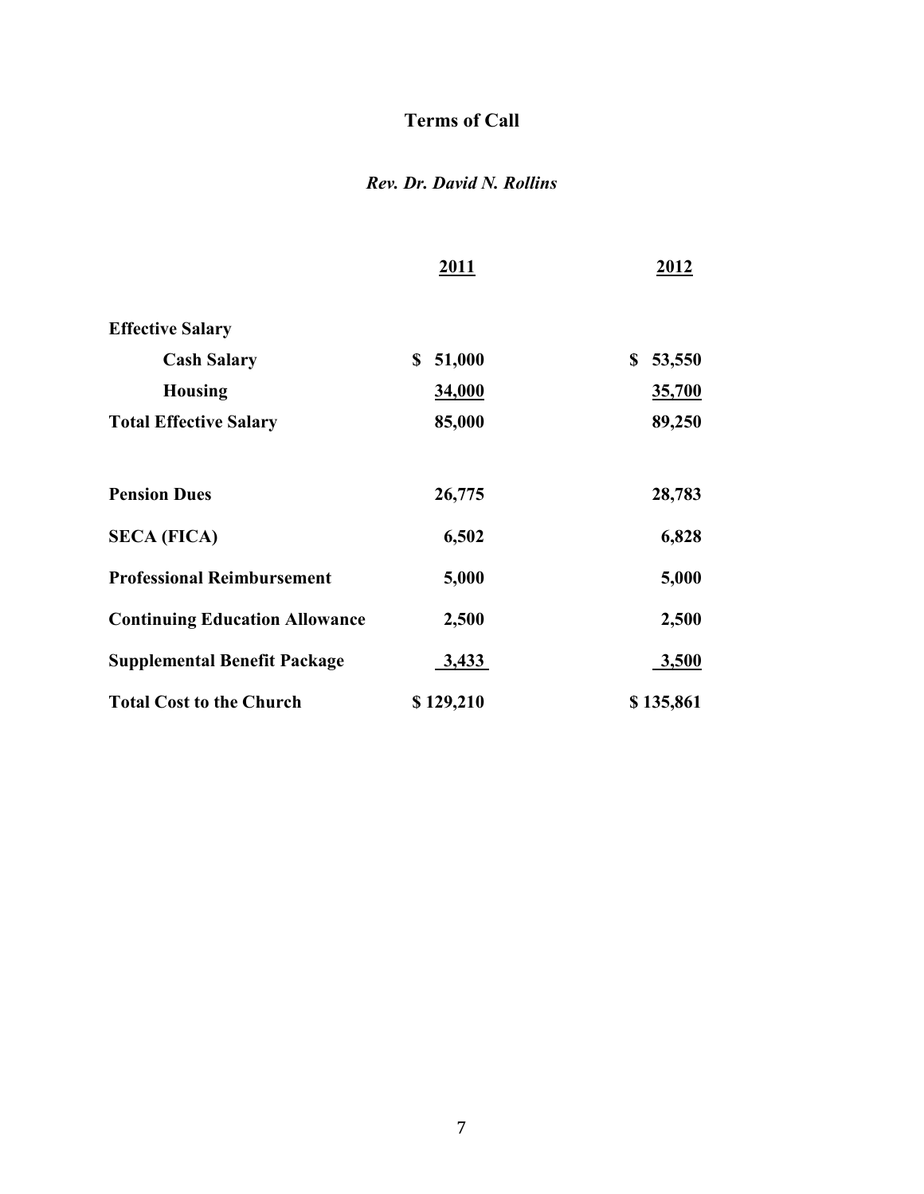# Terms of Call

***Rev. Dr. David N. Rollins***

| | 2011 | 2012 |
|---|---|---|
| **Effective Salary** | | |
| **Cash Salary** | **$ 51,000** | **$ 53,550** |
| **Housing** | **34,000** | **35,700** |
| **Total Effective Salary** | **85,000** | **89,250** |
| **Pension Dues** | **26,775** | **28,783** |
| **SECA (FICA)** | **6,502** | **6,828** |
| **Professional Reimbursement** | **5,000** | **5,000** |
| **Continuing Education Allowance** | **2,500** | **2,500** |
| **Supplemental Benefit Package** | **3,433** | **3,500** |
| **Total Cost to the Church** | **$ 129,210** | **$ 135,861** |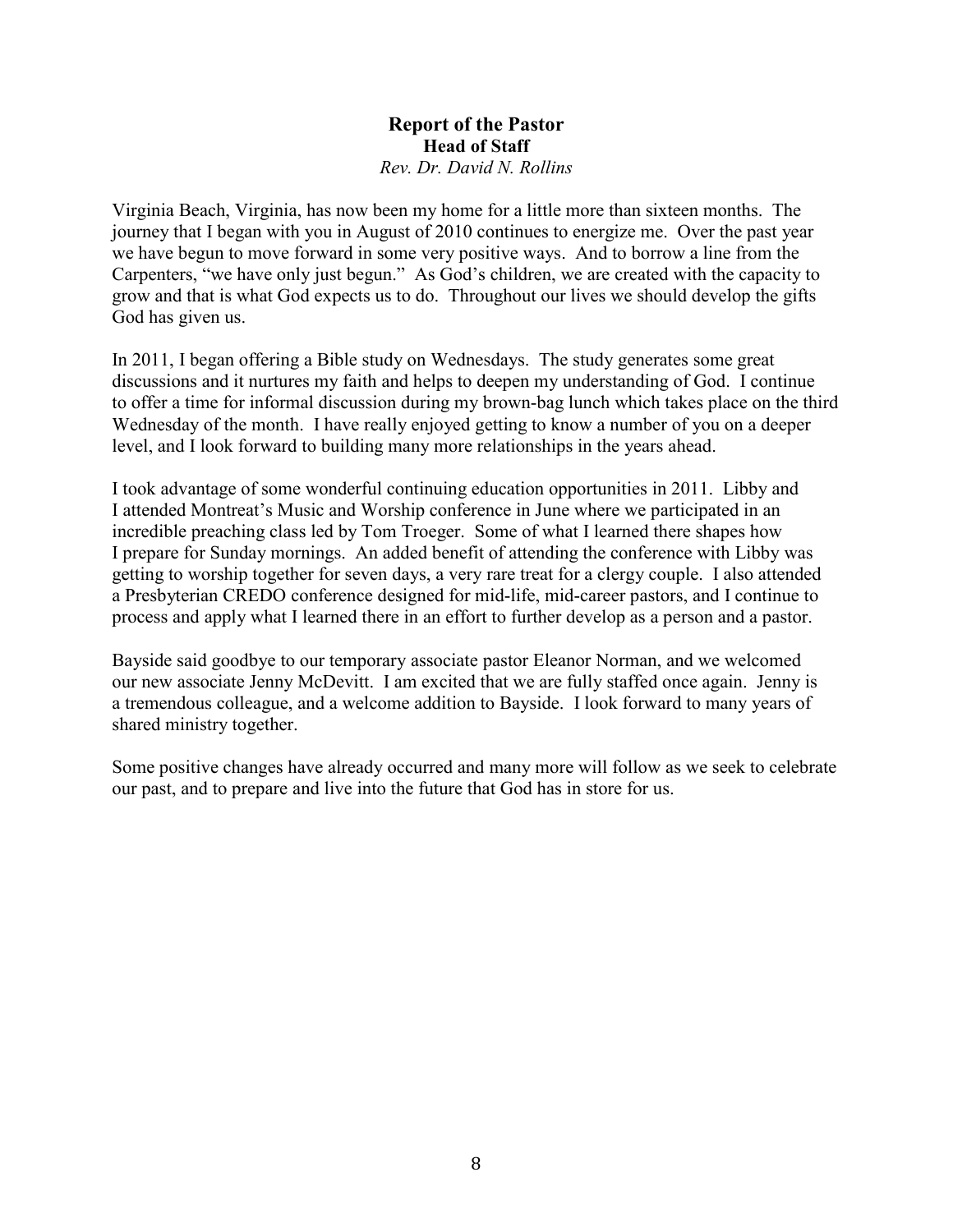# Report of the Pastor

## Head of Staff

*Rev. Dr. David N. Rollins*

Virginia Beach, Virginia, has now been my home for a little more than sixteen months. The journey that I began with you in August of 2010 continues to energize me. Over the past year we have begun to move forward in some very positive ways. And to borrow a line from the Carpenters, "we have only just begun." As God's children, we are created with the capacity to grow and that is what God expects us to do. Throughout our lives we should develop the gifts God has given us.

In 2011, I began offering a Bible study on Wednesdays. The study generates some great discussions and it nurtures my faith and helps to deepen my understanding of God. I continue to offer a time for informal discussion during my brown-bag lunch which takes place on the third Wednesday of the month. I have really enjoyed getting to know a number of you on a deeper level, and I look forward to building many more relationships in the years ahead.

I took advantage of some wonderful continuing education opportunities in 2011. Libby and I attended Montreat's Music and Worship conference in June where we participated in an incredible preaching class led by Tom Troeger. Some of what I learned there shapes how I prepare for Sunday mornings. An added benefit of attending the conference with Libby was getting to worship together for seven days, a very rare treat for a clergy couple. I also attended a Presbyterian CREDO conference designed for mid-life, mid-career pastors, and I continue to process and apply what I learned there in an effort to further develop as a person and a pastor.

Bayside said goodbye to our temporary associate pastor Eleanor Norman, and we welcomed our new associate Jenny McDevitt. I am excited that we are fully staffed once again. Jenny is a tremendous colleague, and a welcome addition to Bayside. I look forward to many years of shared ministry together.

Some positive changes have already occurred and many more will follow as we seek to celebrate our past, and to prepare and live into the future that God has in store for us.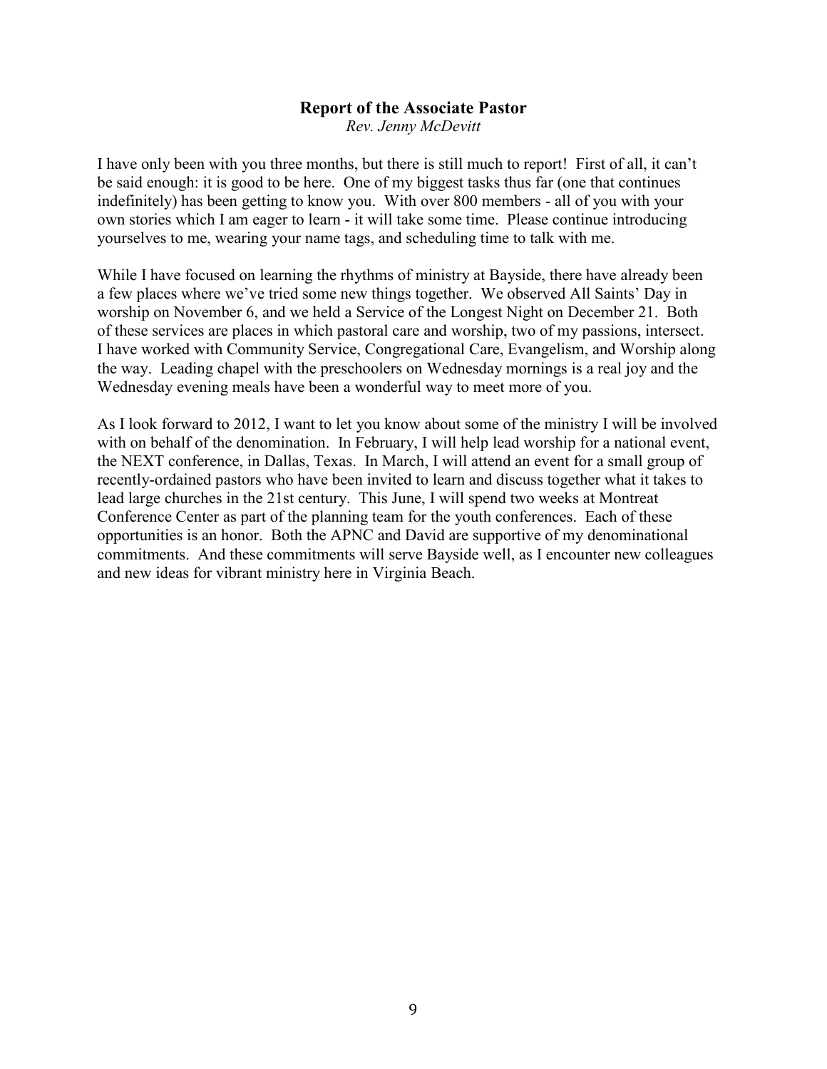## Report of the Associate Pastor

*Rev. Jenny McDevitt*

I have only been with you three months, but there is still much to report! First of all, it can't be said enough: it is good to be here. One of my biggest tasks thus far (one that continues indefinitely) has been getting to know you. With over 800 members - all of you with your own stories which I am eager to learn - it will take some time. Please continue introducing yourselves to me, wearing your name tags, and scheduling time to talk with me.

While I have focused on learning the rhythms of ministry at Bayside, there have already been a few places where we've tried some new things together. We observed All Saints' Day in worship on November 6, and we held a Service of the Longest Night on December 21. Both of these services are places in which pastoral care and worship, two of my passions, intersect. I have worked with Community Service, Congregational Care, Evangelism, and Worship along the way. Leading chapel with the preschoolers on Wednesday mornings is a real joy and the Wednesday evening meals have been a wonderful way to meet more of you.

As I look forward to 2012, I want to let you know about some of the ministry I will be involved with on behalf of the denomination. In February, I will help lead worship for a national event, the NEXT conference, in Dallas, Texas. In March, I will attend an event for a small group of recently-ordained pastors who have been invited to learn and discuss together what it takes to lead large churches in the 21st century. This June, I will spend two weeks at Montreat Conference Center as part of the planning team for the youth conferences. Each of these opportunities is an honor. Both the APNC and David are supportive of my denominational commitments. And these commitments will serve Bayside well, as I encounter new colleagues and new ideas for vibrant ministry here in Virginia Beach.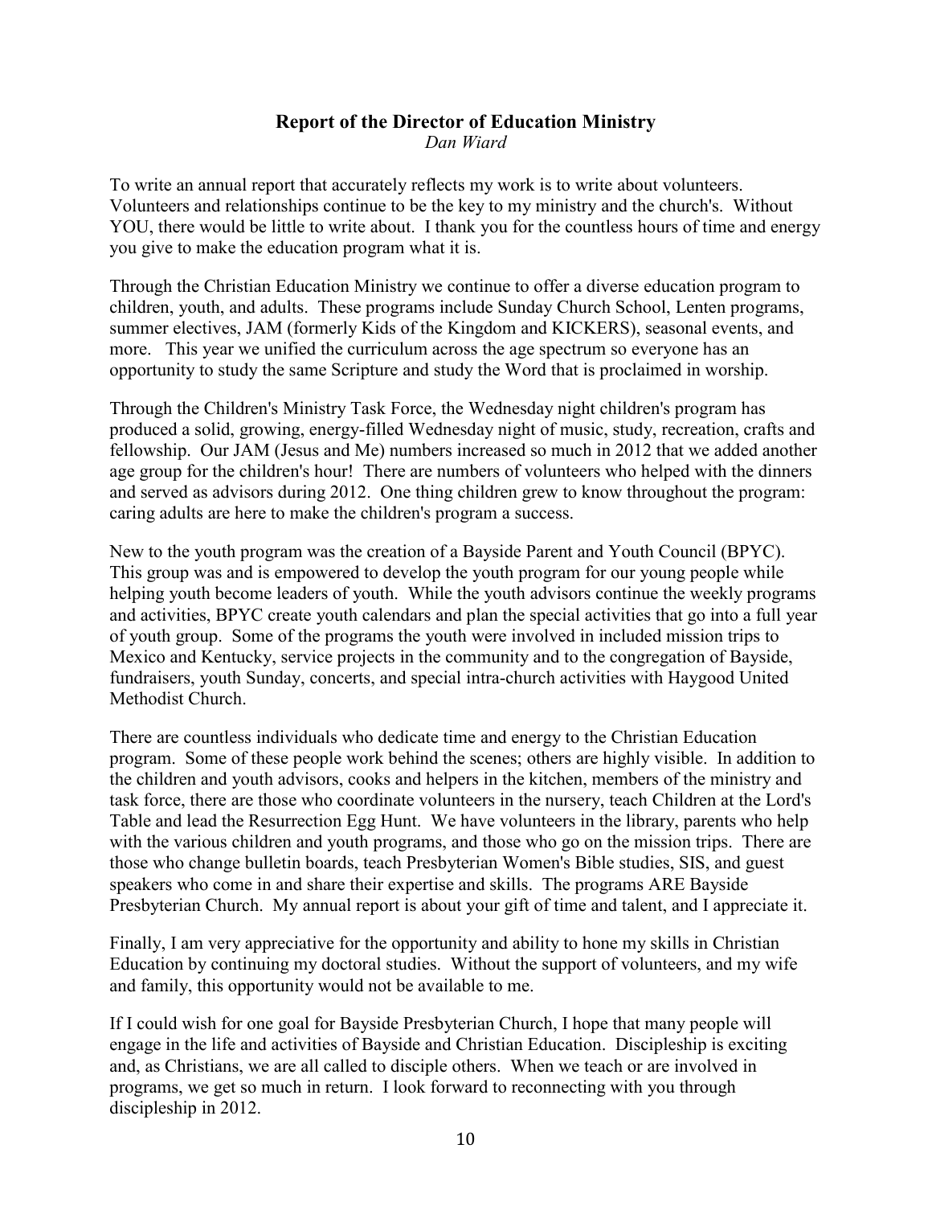## Report of the Director of Education Ministry

*Dan Wiard*

To write an annual report that accurately reflects my work is to write about volunteers. Volunteers and relationships continue to be the key to my ministry and the church's. Without YOU, there would be little to write about. I thank you for the countless hours of time and energy you give to make the education program what it is.

Through the Christian Education Ministry we continue to offer a diverse education program to children, youth, and adults. These programs include Sunday Church School, Lenten programs, summer electives, JAM (formerly Kids of the Kingdom and KICKERS), seasonal events, and more. This year we unified the curriculum across the age spectrum so everyone has an opportunity to study the same Scripture and study the Word that is proclaimed in worship.

Through the Children's Ministry Task Force, the Wednesday night children's program has produced a solid, growing, energy-filled Wednesday night of music, study, recreation, crafts and fellowship. Our JAM (Jesus and Me) numbers increased so much in 2012 that we added another age group for the children's hour! There are numbers of volunteers who helped with the dinners and served as advisors during 2012. One thing children grew to know throughout the program: caring adults are here to make the children's program a success.

New to the youth program was the creation of a Bayside Parent and Youth Council (BPYC). This group was and is empowered to develop the youth program for our young people while helping youth become leaders of youth. While the youth advisors continue the weekly programs and activities, BPYC create youth calendars and plan the special activities that go into a full year of youth group. Some of the programs the youth were involved in included mission trips to Mexico and Kentucky, service projects in the community and to the congregation of Bayside, fundraisers, youth Sunday, concerts, and special intra-church activities with Haygood United Methodist Church.

There are countless individuals who dedicate time and energy to the Christian Education program. Some of these people work behind the scenes; others are highly visible. In addition to the children and youth advisors, cooks and helpers in the kitchen, members of the ministry and task force, there are those who coordinate volunteers in the nursery, teach Children at the Lord's Table and lead the Resurrection Egg Hunt. We have volunteers in the library, parents who help with the various children and youth programs, and those who go on the mission trips. There are those who change bulletin boards, teach Presbyterian Women's Bible studies, SIS, and guest speakers who come in and share their expertise and skills. The programs ARE Bayside Presbyterian Church. My annual report is about your gift of time and talent, and I appreciate it.

Finally, I am very appreciative for the opportunity and ability to hone my skills in Christian Education by continuing my doctoral studies. Without the support of volunteers, and my wife and family, this opportunity would not be available to me.

If I could wish for one goal for Bayside Presbyterian Church, I hope that many people will engage in the life and activities of Bayside and Christian Education. Discipleship is exciting and, as Christians, we are all called to disciple others. When we teach or are involved in programs, we get so much in return. I look forward to reconnecting with you through discipleship in 2012.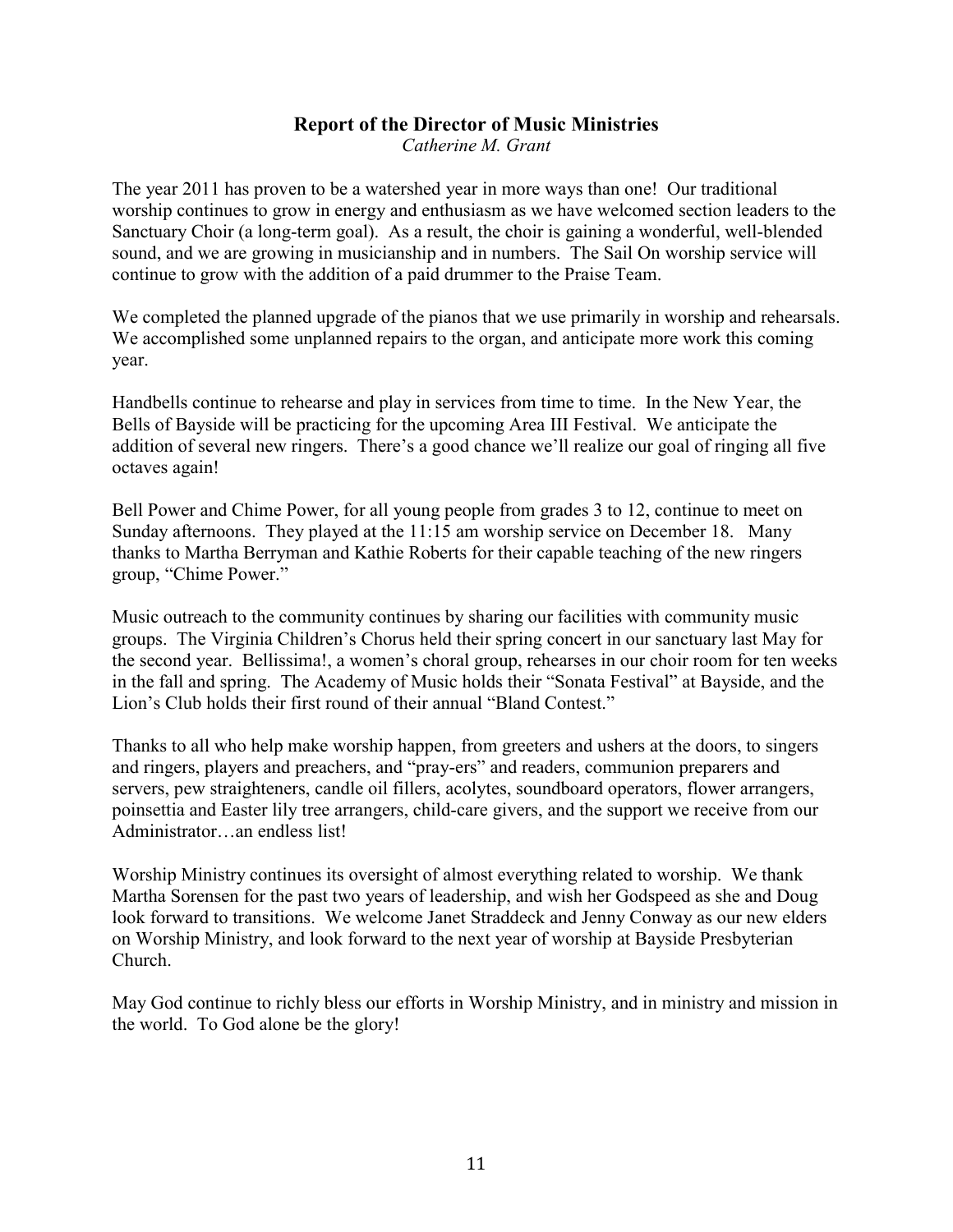# Report of the Director of Music Ministries

*Catherine M. Grant*

The year 2011 has proven to be a watershed year in more ways than one! Our traditional worship continues to grow in energy and enthusiasm as we have welcomed section leaders to the Sanctuary Choir (a long-term goal). As a result, the choir is gaining a wonderful, well-blended sound, and we are growing in musicianship and in numbers. The Sail On worship service will continue to grow with the addition of a paid drummer to the Praise Team.

We completed the planned upgrade of the pianos that we use primarily in worship and rehearsals. We accomplished some unplanned repairs to the organ, and anticipate more work this coming year.

Handbells continue to rehearse and play in services from time to time. In the New Year, the Bells of Bayside will be practicing for the upcoming Area III Festival. We anticipate the addition of several new ringers. There's a good chance we'll realize our goal of ringing all five octaves again!

Bell Power and Chime Power, for all young people from grades 3 to 12, continue to meet on Sunday afternoons. They played at the 11:15 am worship service on December 18. Many thanks to Martha Berryman and Kathie Roberts for their capable teaching of the new ringers group, "Chime Power."

Music outreach to the community continues by sharing our facilities with community music groups. The Virginia Children's Chorus held their spring concert in our sanctuary last May for the second year. Bellissima!, a women's choral group, rehearses in our choir room for ten weeks in the fall and spring. The Academy of Music holds their "Sonata Festival" at Bayside, and the Lion's Club holds their first round of their annual "Bland Contest."

Thanks to all who help make worship happen, from greeters and ushers at the doors, to singers and ringers, players and preachers, and "pray-ers" and readers, communion preparers and servers, pew straighteners, candle oil fillers, acolytes, soundboard operators, flower arrangers, poinsettia and Easter lily tree arrangers, child-care givers, and the support we receive from our Administrator…an endless list!

Worship Ministry continues its oversight of almost everything related to worship. We thank Martha Sorensen for the past two years of leadership, and wish her Godspeed as she and Doug look forward to transitions. We welcome Janet Straddeck and Jenny Conway as our new elders on Worship Ministry, and look forward to the next year of worship at Bayside Presbyterian Church.

May God continue to richly bless our efforts in Worship Ministry, and in ministry and mission in the world. To God alone be the glory!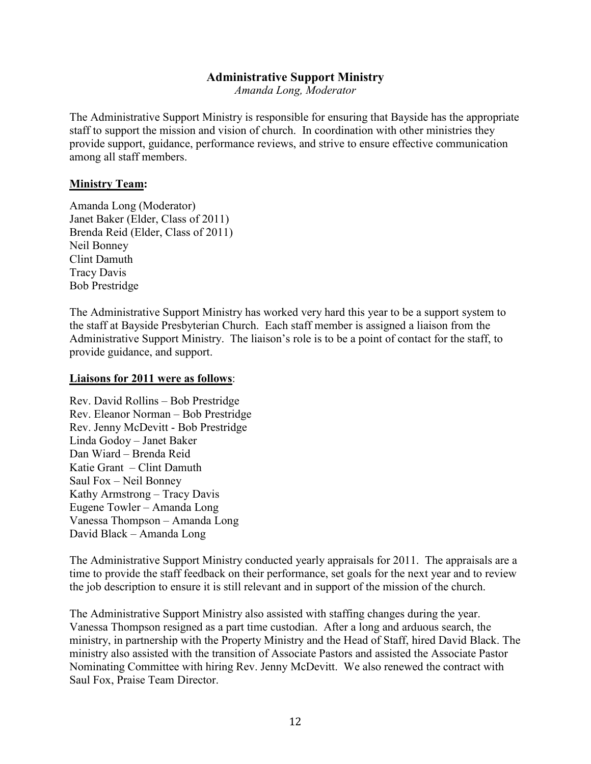## Administrative Support Ministry

*Amanda Long, Moderator*

The Administrative Support Ministry is responsible for ensuring that Bayside has the appropriate staff to support the mission and vision of church. In coordination with other ministries they provide support, guidance, performance reviews, and strive to ensure effective communication among all staff members.

**Ministry Team:**

Amanda Long (Moderator)
Janet Baker (Elder, Class of 2011)
Brenda Reid (Elder, Class of 2011)
Neil Bonney
Clint Damuth
Tracy Davis
Bob Prestridge

The Administrative Support Ministry has worked very hard this year to be a support system to the staff at Bayside Presbyterian Church. Each staff member is assigned a liaison from the Administrative Support Ministry. The liaison's role is to be a point of contact for the staff, to provide guidance, and support.

**Liaisons for 2011 were as follows**:

Rev. David Rollins – Bob Prestridge
Rev. Eleanor Norman – Bob Prestridge
Rev. Jenny McDevitt - Bob Prestridge
Linda Godoy – Janet Baker
Dan Wiard – Brenda Reid
Katie Grant – Clint Damuth
Saul Fox – Neil Bonney
Kathy Armstrong – Tracy Davis
Eugene Towler – Amanda Long
Vanessa Thompson – Amanda Long
David Black – Amanda Long

The Administrative Support Ministry conducted yearly appraisals for 2011. The appraisals are a time to provide the staff feedback on their performance, set goals for the next year and to review the job description to ensure it is still relevant and in support of the mission of the church.

The Administrative Support Ministry also assisted with staffing changes during the year. Vanessa Thompson resigned as a part time custodian. After a long and arduous search, the ministry, in partnership with the Property Ministry and the Head of Staff, hired David Black. The ministry also assisted with the transition of Associate Pastors and assisted the Associate Pastor Nominating Committee with hiring Rev. Jenny McDevitt. We also renewed the contract with Saul Fox, Praise Team Director.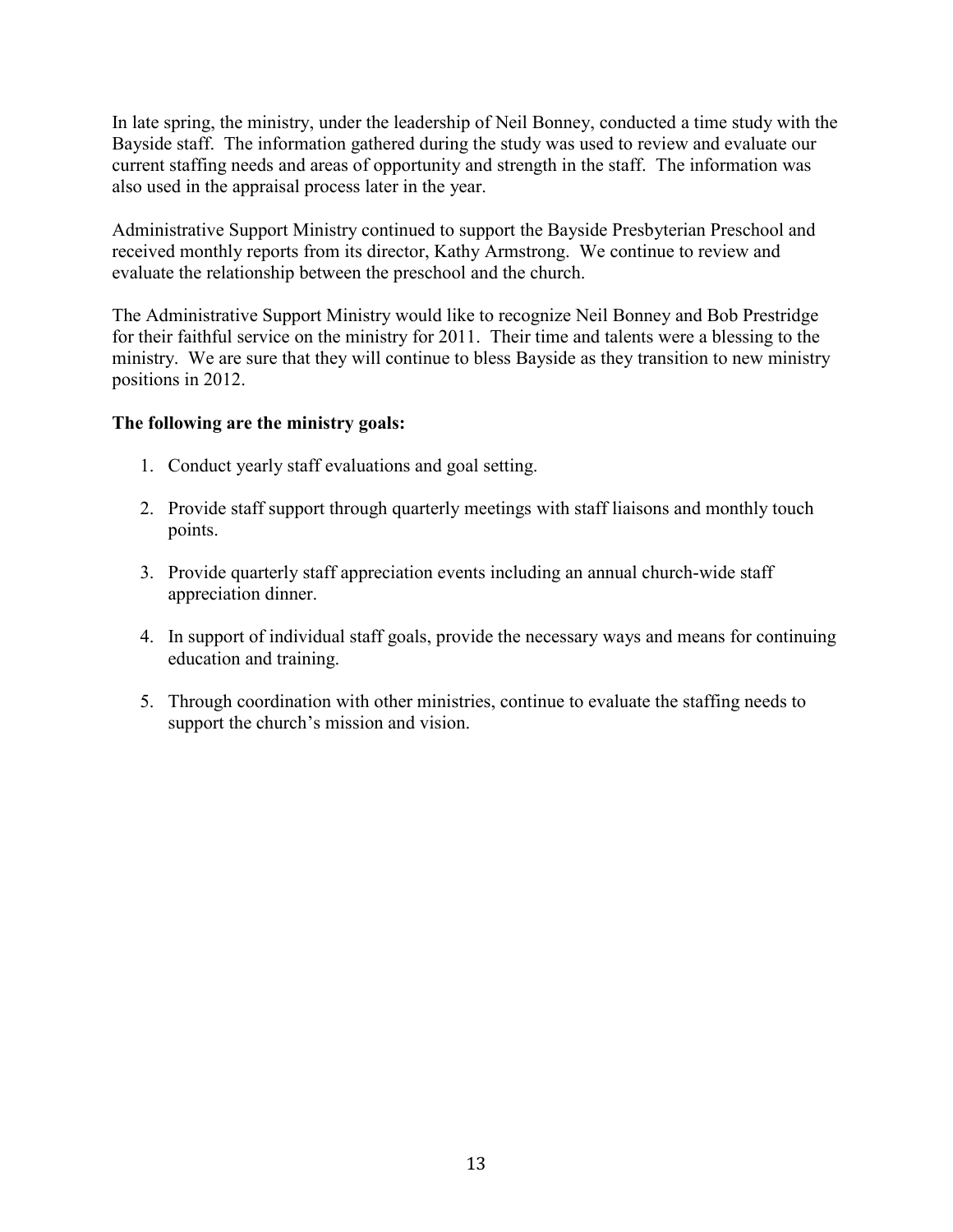In late spring, the ministry, under the leadership of Neil Bonney, conducted a time study with the Bayside staff. The information gathered during the study was used to review and evaluate our current staffing needs and areas of opportunity and strength in the staff. The information was also used in the appraisal process later in the year.

Administrative Support Ministry continued to support the Bayside Presbyterian Preschool and received monthly reports from its director, Kathy Armstrong. We continue to review and evaluate the relationship between the preschool and the church.

The Administrative Support Ministry would like to recognize Neil Bonney and Bob Prestridge for their faithful service on the ministry for 2011. Their time and talents were a blessing to the ministry. We are sure that they will continue to bless Bayside as they transition to new ministry positions in 2012.

**The following are the ministry goals:**

1. Conduct yearly staff evaluations and goal setting.

2. Provide staff support through quarterly meetings with staff liaisons and monthly touch points.

3. Provide quarterly staff appreciation events including an annual church-wide staff appreciation dinner.

4. In support of individual staff goals, provide the necessary ways and means for continuing education and training.

5. Through coordination with other ministries, continue to evaluate the staffing needs to support the church's mission and vision.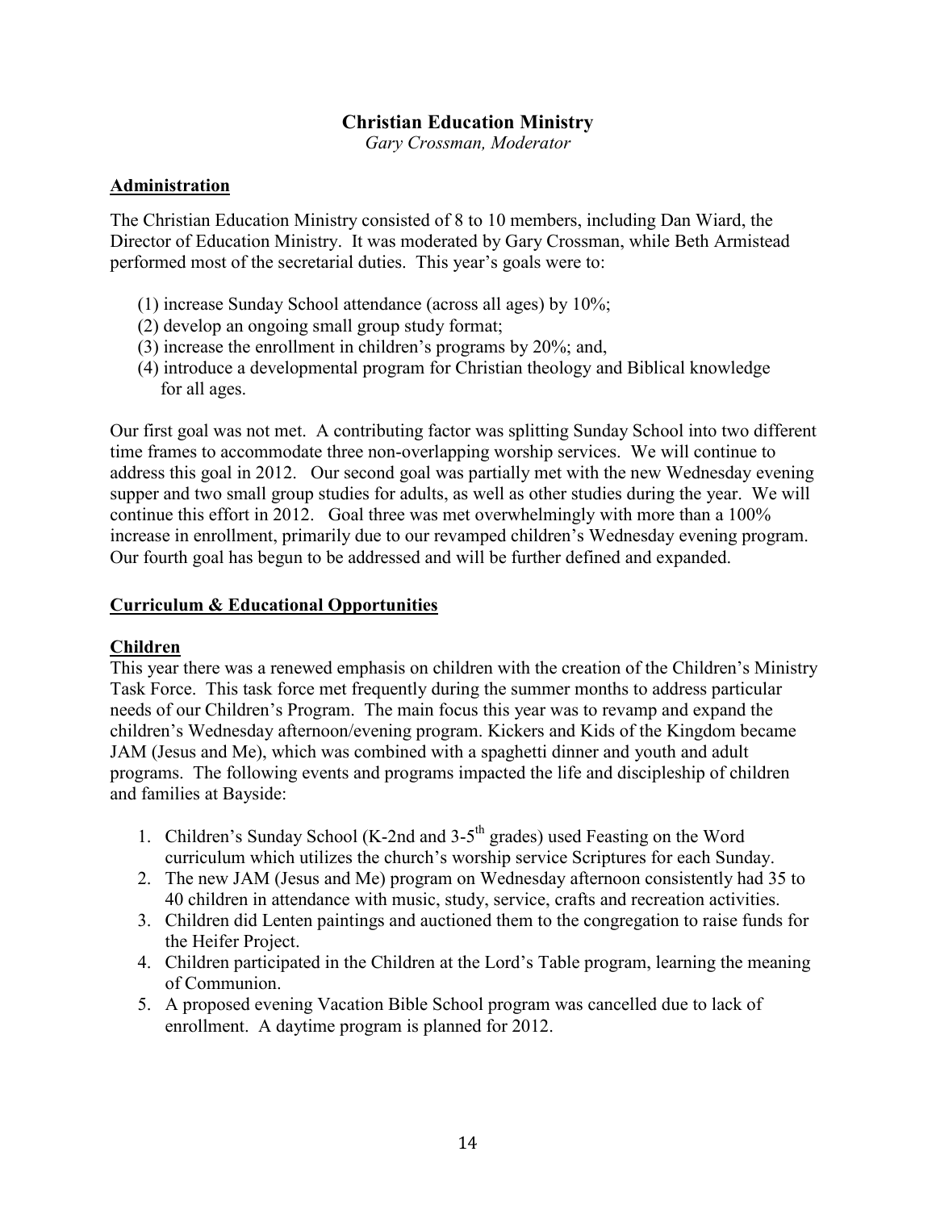# Christian Education Ministry

*Gary Crossman, Moderator*

## Administration

The Christian Education Ministry consisted of 8 to 10 members, including Dan Wiard, the Director of Education Ministry. It was moderated by Gary Crossman, while Beth Armistead performed most of the secretarial duties. This year's goals were to:

(1) increase Sunday School attendance (across all ages) by 10%;
(2) develop an ongoing small group study format;
(3) increase the enrollment in children's programs by 20%; and,
(4) introduce a developmental program for Christian theology and Biblical knowledge for all ages.

Our first goal was not met. A contributing factor was splitting Sunday School into two different time frames to accommodate three non-overlapping worship services. We will continue to address this goal in 2012. Our second goal was partially met with the new Wednesday evening supper and two small group studies for adults, as well as other studies during the year. We will continue this effort in 2012. Goal three was met overwhelmingly with more than a 100% increase in enrollment, primarily due to our revamped children's Wednesday evening program. Our fourth goal has begun to be addressed and will be further defined and expanded.

## Curriculum & Educational Opportunities

### Children

This year there was a renewed emphasis on children with the creation of the Children's Ministry Task Force. This task force met frequently during the summer months to address particular needs of our Children's Program. The main focus this year was to revamp and expand the children's Wednesday afternoon/evening program. Kickers and Kids of the Kingdom became JAM (Jesus and Me), which was combined with a spaghetti dinner and youth and adult programs. The following events and programs impacted the life and discipleship of children and families at Bayside:

1. Children's Sunday School (K-2nd and 3-5th grades) used Feasting on the Word curriculum which utilizes the church's worship service Scriptures for each Sunday.
2. The new JAM (Jesus and Me) program on Wednesday afternoon consistently had 35 to 40 children in attendance with music, study, service, crafts and recreation activities.
3. Children did Lenten paintings and auctioned them to the congregation to raise funds for the Heifer Project.
4. Children participated in the Children at the Lord's Table program, learning the meaning of Communion.
5. A proposed evening Vacation Bible School program was cancelled due to lack of enrollment. A daytime program is planned for 2012.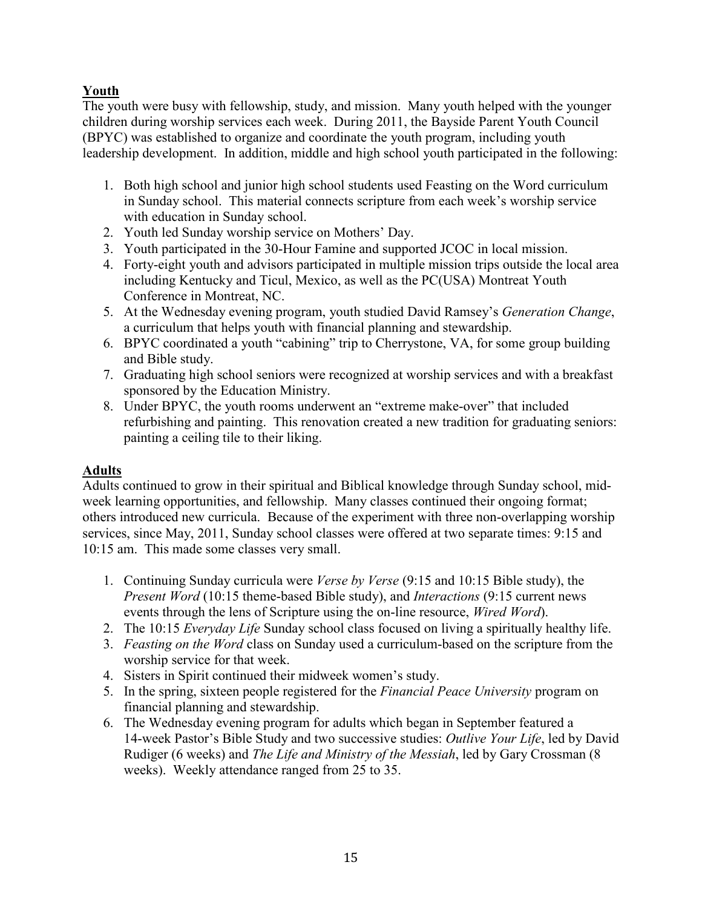## Youth

The youth were busy with fellowship, study, and mission. Many youth helped with the younger children during worship services each week. During 2011, the Bayside Parent Youth Council (BPYC) was established to organize and coordinate the youth program, including youth leadership development. In addition, middle and high school youth participated in the following:

1. Both high school and junior high school students used Feasting on the Word curriculum in Sunday school. This material connects scripture from each week's worship service with education in Sunday school.
2. Youth led Sunday worship service on Mothers' Day.
3. Youth participated in the 30-Hour Famine and supported JCOC in local mission.
4. Forty-eight youth and advisors participated in multiple mission trips outside the local area including Kentucky and Ticul, Mexico, as well as the PC(USA) Montreat Youth Conference in Montreat, NC.
5. At the Wednesday evening program, youth studied David Ramsey's *Generation Change*, a curriculum that helps youth with financial planning and stewardship.
6. BPYC coordinated a youth "cabining" trip to Cherrystone, VA, for some group building and Bible study.
7. Graduating high school seniors were recognized at worship services and with a breakfast sponsored by the Education Ministry.
8. Under BPYC, the youth rooms underwent an "extreme make-over" that included refurbishing and painting. This renovation created a new tradition for graduating seniors: painting a ceiling tile to their liking.

## Adults

Adults continued to grow in their spiritual and Biblical knowledge through Sunday school, mid-week learning opportunities, and fellowship. Many classes continued their ongoing format; others introduced new curricula. Because of the experiment with three non-overlapping worship services, since May, 2011, Sunday school classes were offered at two separate times: 9:15 and 10:15 am. This made some classes very small.

1. Continuing Sunday curricula were *Verse by Verse* (9:15 and 10:15 Bible study), the *Present Word* (10:15 theme-based Bible study), and *Interactions* (9:15 current news events through the lens of Scripture using the on-line resource, *Wired Word*).
2. The 10:15 *Everyday Life* Sunday school class focused on living a spiritually healthy life.
3. *Feasting on the Word* class on Sunday used a curriculum-based on the scripture from the worship service for that week.
4. Sisters in Spirit continued their midweek women's study.
5. In the spring, sixteen people registered for the *Financial Peace University* program on financial planning and stewardship.
6. The Wednesday evening program for adults which began in September featured a 14-week Pastor's Bible Study and two successive studies: *Outlive Your Life*, led by David Rudiger (6 weeks) and *The Life and Ministry of the Messiah*, led by Gary Crossman (8 weeks). Weekly attendance ranged from 25 to 35.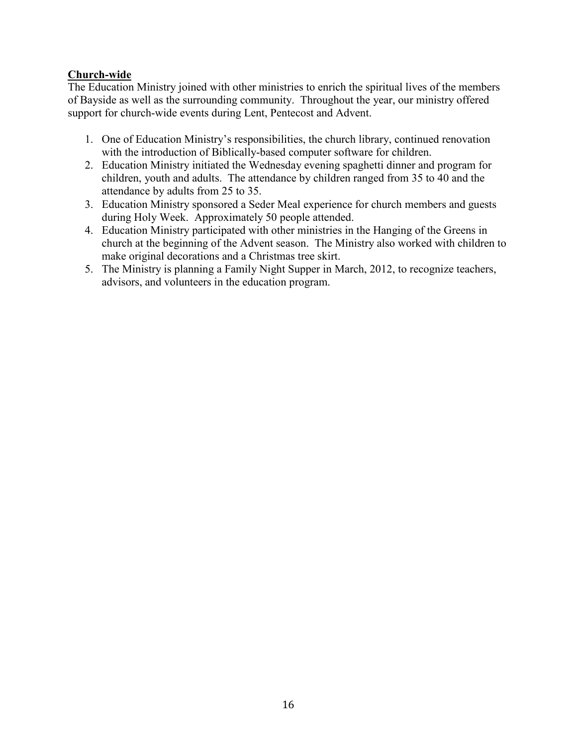**Church-wide**

The Education Ministry joined with other ministries to enrich the spiritual lives of the members of Bayside as well as the surrounding community. Throughout the year, our ministry offered support for church-wide events during Lent, Pentecost and Advent.

1. One of Education Ministry's responsibilities, the church library, continued renovation with the introduction of Biblically-based computer software for children.
2. Education Ministry initiated the Wednesday evening spaghetti dinner and program for children, youth and adults. The attendance by children ranged from 35 to 40 and the attendance by adults from 25 to 35.
3. Education Ministry sponsored a Seder Meal experience for church members and guests during Holy Week. Approximately 50 people attended.
4. Education Ministry participated with other ministries in the Hanging of the Greens in church at the beginning of the Advent season. The Ministry also worked with children to make original decorations and a Christmas tree skirt.
5. The Ministry is planning a Family Night Supper in March, 2012, to recognize teachers, advisors, and volunteers in the education program.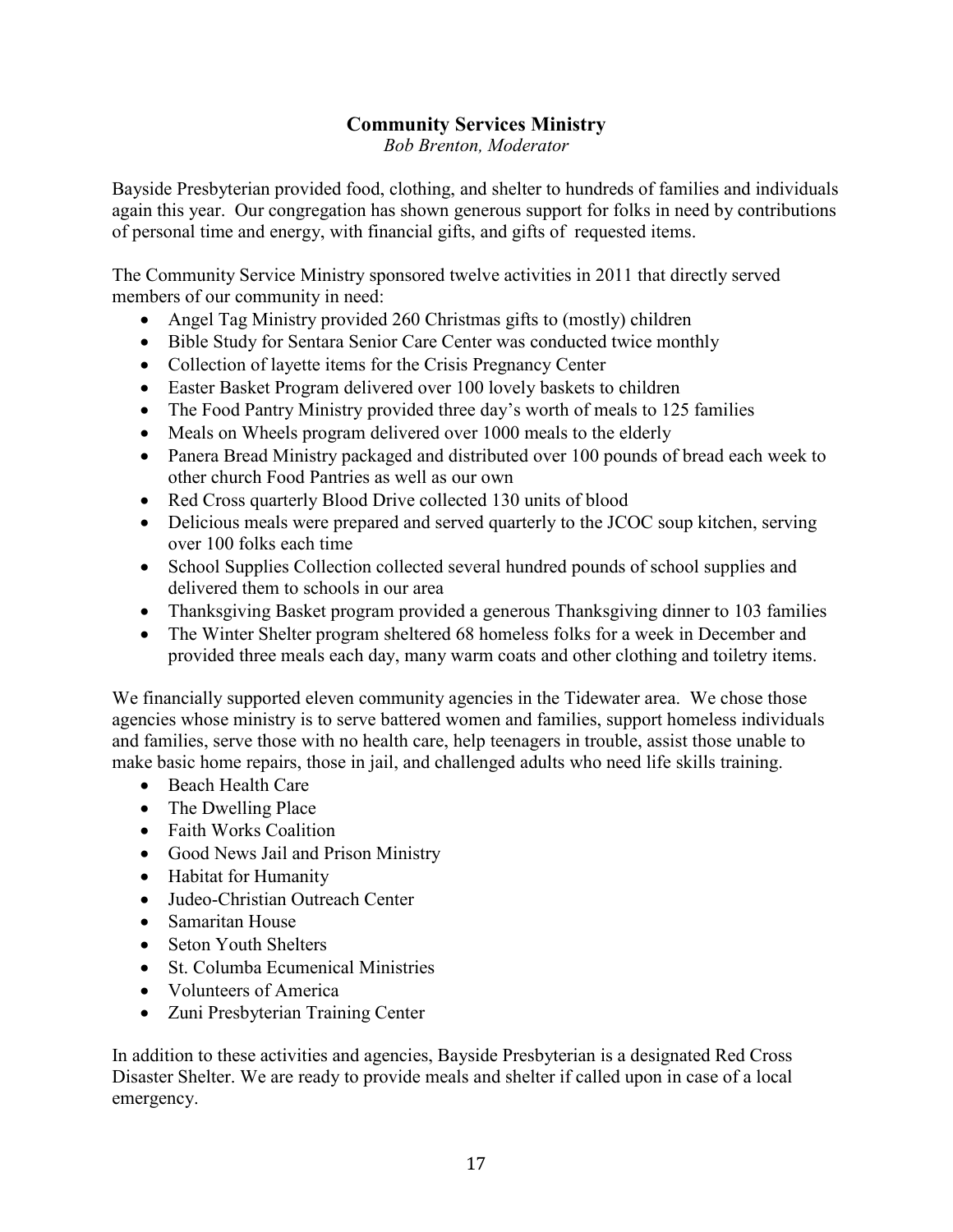## Community Services Ministry

*Bob Brenton, Moderator*

Bayside Presbyterian provided food, clothing, and shelter to hundreds of families and individuals again this year. Our congregation has shown generous support for folks in need by contributions of personal time and energy, with financial gifts, and gifts of requested items.

The Community Service Ministry sponsored twelve activities in 2011 that directly served members of our community in need:

- Angel Tag Ministry provided 260 Christmas gifts to (mostly) children
- Bible Study for Sentara Senior Care Center was conducted twice monthly
- Collection of layette items for the Crisis Pregnancy Center
- Easter Basket Program delivered over 100 lovely baskets to children
- The Food Pantry Ministry provided three day's worth of meals to 125 families
- Meals on Wheels program delivered over 1000 meals to the elderly
- Panera Bread Ministry packaged and distributed over 100 pounds of bread each week to other church Food Pantries as well as our own
- Red Cross quarterly Blood Drive collected 130 units of blood
- Delicious meals were prepared and served quarterly to the JCOC soup kitchen, serving over 100 folks each time
- School Supplies Collection collected several hundred pounds of school supplies and delivered them to schools in our area
- Thanksgiving Basket program provided a generous Thanksgiving dinner to 103 families
- The Winter Shelter program sheltered 68 homeless folks for a week in December and provided three meals each day, many warm coats and other clothing and toiletry items.

We financially supported eleven community agencies in the Tidewater area. We chose those agencies whose ministry is to serve battered women and families, support homeless individuals and families, serve those with no health care, help teenagers in trouble, assist those unable to make basic home repairs, those in jail, and challenged adults who need life skills training.

- Beach Health Care
- The Dwelling Place
- Faith Works Coalition
- Good News Jail and Prison Ministry
- Habitat for Humanity
- Judeo-Christian Outreach Center
- Samaritan House
- Seton Youth Shelters
- St. Columba Ecumenical Ministries
- Volunteers of America
- Zuni Presbyterian Training Center

In addition to these activities and agencies, Bayside Presbyterian is a designated Red Cross Disaster Shelter. We are ready to provide meals and shelter if called upon in case of a local emergency.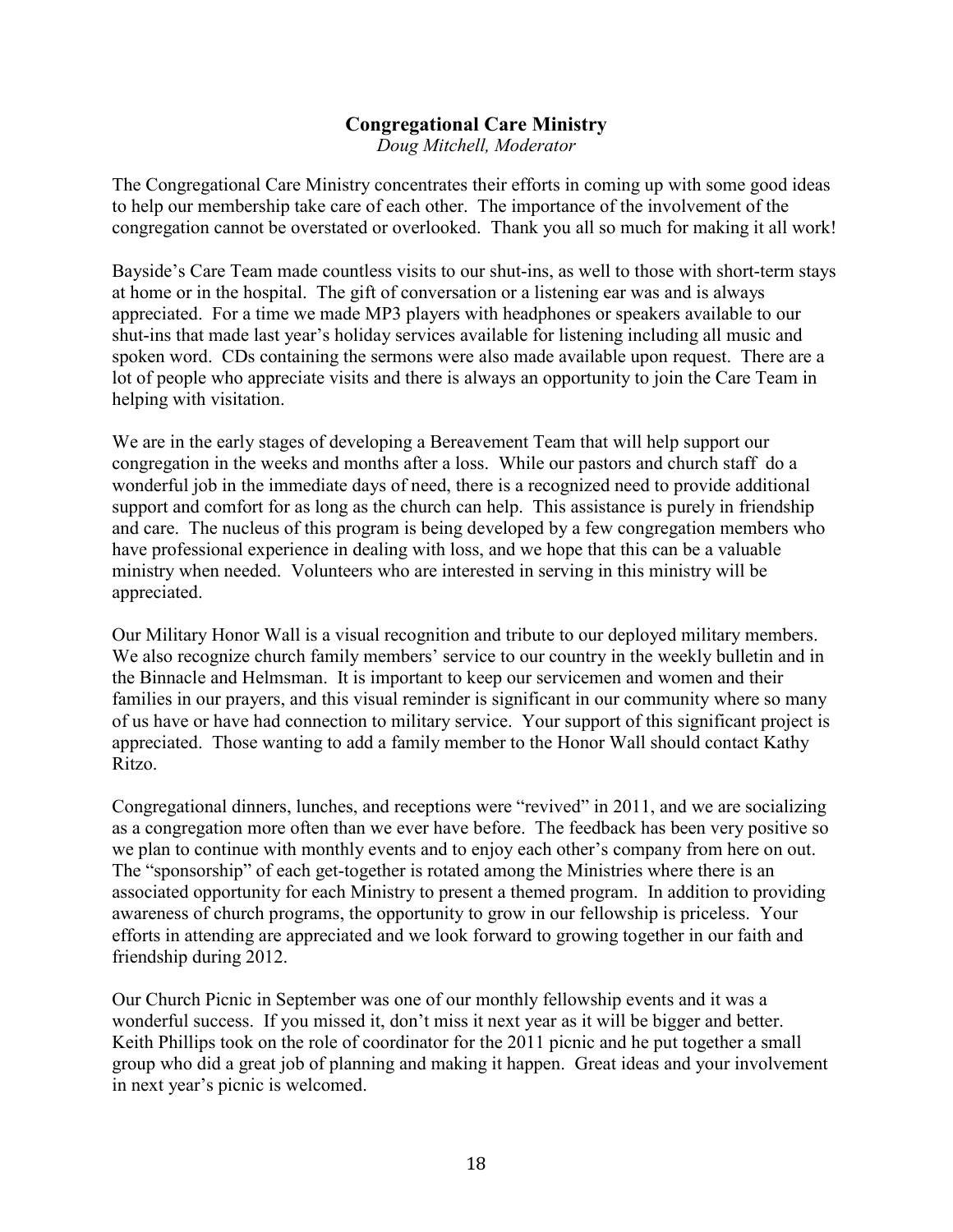## Congregational Care Ministry

*Doug Mitchell, Moderator*

The Congregational Care Ministry concentrates their efforts in coming up with some good ideas to help our membership take care of each other. The importance of the involvement of the congregation cannot be overstated or overlooked. Thank you all so much for making it all work!

Bayside's Care Team made countless visits to our shut-ins, as well to those with short-term stays at home or in the hospital. The gift of conversation or a listening ear was and is always appreciated. For a time we made MP3 players with headphones or speakers available to our shut-ins that made last year's holiday services available for listening including all music and spoken word. CDs containing the sermons were also made available upon request. There are a lot of people who appreciate visits and there is always an opportunity to join the Care Team in helping with visitation.

We are in the early stages of developing a Bereavement Team that will help support our congregation in the weeks and months after a loss. While our pastors and church staff do a wonderful job in the immediate days of need, there is a recognized need to provide additional support and comfort for as long as the church can help. This assistance is purely in friendship and care. The nucleus of this program is being developed by a few congregation members who have professional experience in dealing with loss, and we hope that this can be a valuable ministry when needed. Volunteers who are interested in serving in this ministry will be appreciated.

Our Military Honor Wall is a visual recognition and tribute to our deployed military members. We also recognize church family members' service to our country in the weekly bulletin and in the Binnacle and Helmsman. It is important to keep our servicemen and women and their families in our prayers, and this visual reminder is significant in our community where so many of us have or have had connection to military service. Your support of this significant project is appreciated. Those wanting to add a family member to the Honor Wall should contact Kathy Ritzo.

Congregational dinners, lunches, and receptions were "revived" in 2011, and we are socializing as a congregation more often than we ever have before. The feedback has been very positive so we plan to continue with monthly events and to enjoy each other's company from here on out. The "sponsorship" of each get-together is rotated among the Ministries where there is an associated opportunity for each Ministry to present a themed program. In addition to providing awareness of church programs, the opportunity to grow in our fellowship is priceless. Your efforts in attending are appreciated and we look forward to growing together in our faith and friendship during 2012.

Our Church Picnic in September was one of our monthly fellowship events and it was a wonderful success. If you missed it, don't miss it next year as it will be bigger and better. Keith Phillips took on the role of coordinator for the 2011 picnic and he put together a small group who did a great job of planning and making it happen. Great ideas and your involvement in next year's picnic is welcomed.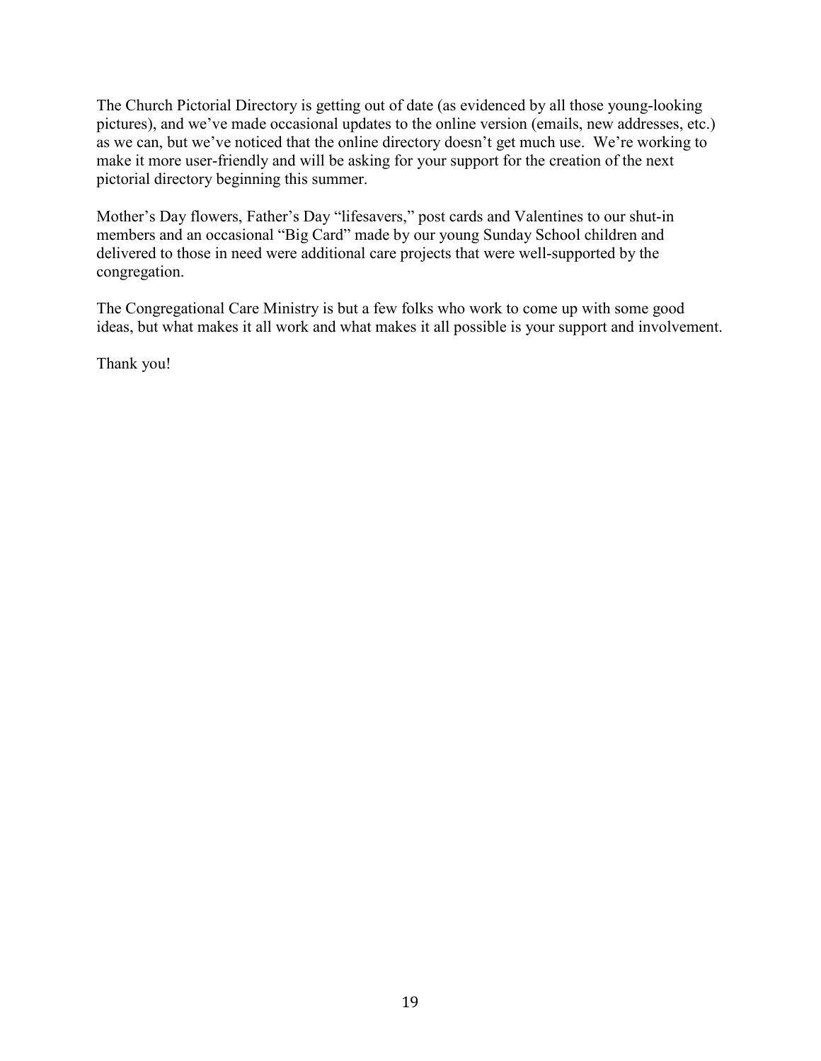The Church Pictorial Directory is getting out of date (as evidenced by all those young-looking pictures), and we've made occasional updates to the online version (emails, new addresses, etc.) as we can, but we've noticed that the online directory doesn't get much use. We're working to make it more user-friendly and will be asking for your support for the creation of the next pictorial directory beginning this summer.

Mother's Day flowers, Father's Day "lifesavers," post cards and Valentines to our shut-in members and an occasional "Big Card" made by our young Sunday School children and delivered to those in need were additional care projects that were well-supported by the congregation.

The Congregational Care Ministry is but a few folks who work to come up with some good ideas, but what makes it all work and what makes it all possible is your support and involvement.

Thank you!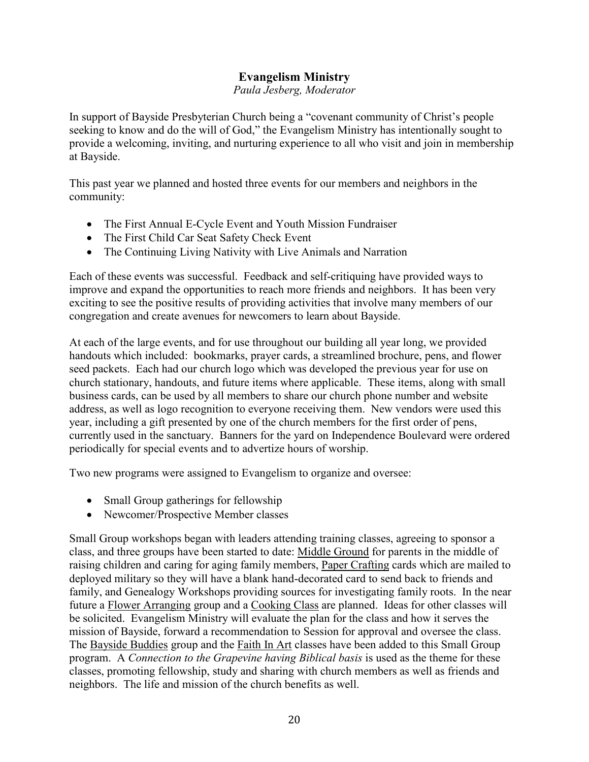## Evangelism Ministry

*Paula Jesberg, Moderator*

In support of Bayside Presbyterian Church being a "covenant community of Christ's people seeking to know and do the will of God," the Evangelism Ministry has intentionally sought to provide a welcoming, inviting, and nurturing experience to all who visit and join in membership at Bayside.

This past year we planned and hosted three events for our members and neighbors in the community:

- The First Annual E-Cycle Event and Youth Mission Fundraiser
- The First Child Car Seat Safety Check Event
- The Continuing Living Nativity with Live Animals and Narration

Each of these events was successful. Feedback and self-critiquing have provided ways to improve and expand the opportunities to reach more friends and neighbors. It has been very exciting to see the positive results of providing activities that involve many members of our congregation and create avenues for newcomers to learn about Bayside.

At each of the large events, and for use throughout our building all year long, we provided handouts which included: bookmarks, prayer cards, a streamlined brochure, pens, and flower seed packets. Each had our church logo which was developed the previous year for use on church stationary, handouts, and future items where applicable. These items, along with small business cards, can be used by all members to share our church phone number and website address, as well as logo recognition to everyone receiving them. New vendors were used this year, including a gift presented by one of the church members for the first order of pens, currently used in the sanctuary. Banners for the yard on Independence Boulevard were ordered periodically for special events and to advertize hours of worship.

Two new programs were assigned to Evangelism to organize and oversee:

- Small Group gatherings for fellowship
- Newcomer/Prospective Member classes

Small Group workshops began with leaders attending training classes, agreeing to sponsor a class, and three groups have been started to date: <u>Middle Ground</u> for parents in the middle of raising children and caring for aging family members, <u>Paper Crafting</u> cards which are mailed to deployed military so they will have a blank hand-decorated card to send back to friends and family, and Genealogy Workshops providing sources for investigating family roots. In the near future a <u>Flower Arranging</u> group and a <u>Cooking Class</u> are planned. Ideas for other classes will be solicited. Evangelism Ministry will evaluate the plan for the class and how it serves the mission of Bayside, forward a recommendation to Session for approval and oversee the class. The <u>Bayside Buddies</u> group and the <u>Faith In Art</u> classes have been added to this Small Group program. A *Connection to the Grapevine having Biblical basis* is used as the theme for these classes, promoting fellowship, study and sharing with church members as well as friends and neighbors. The life and mission of the church benefits as well.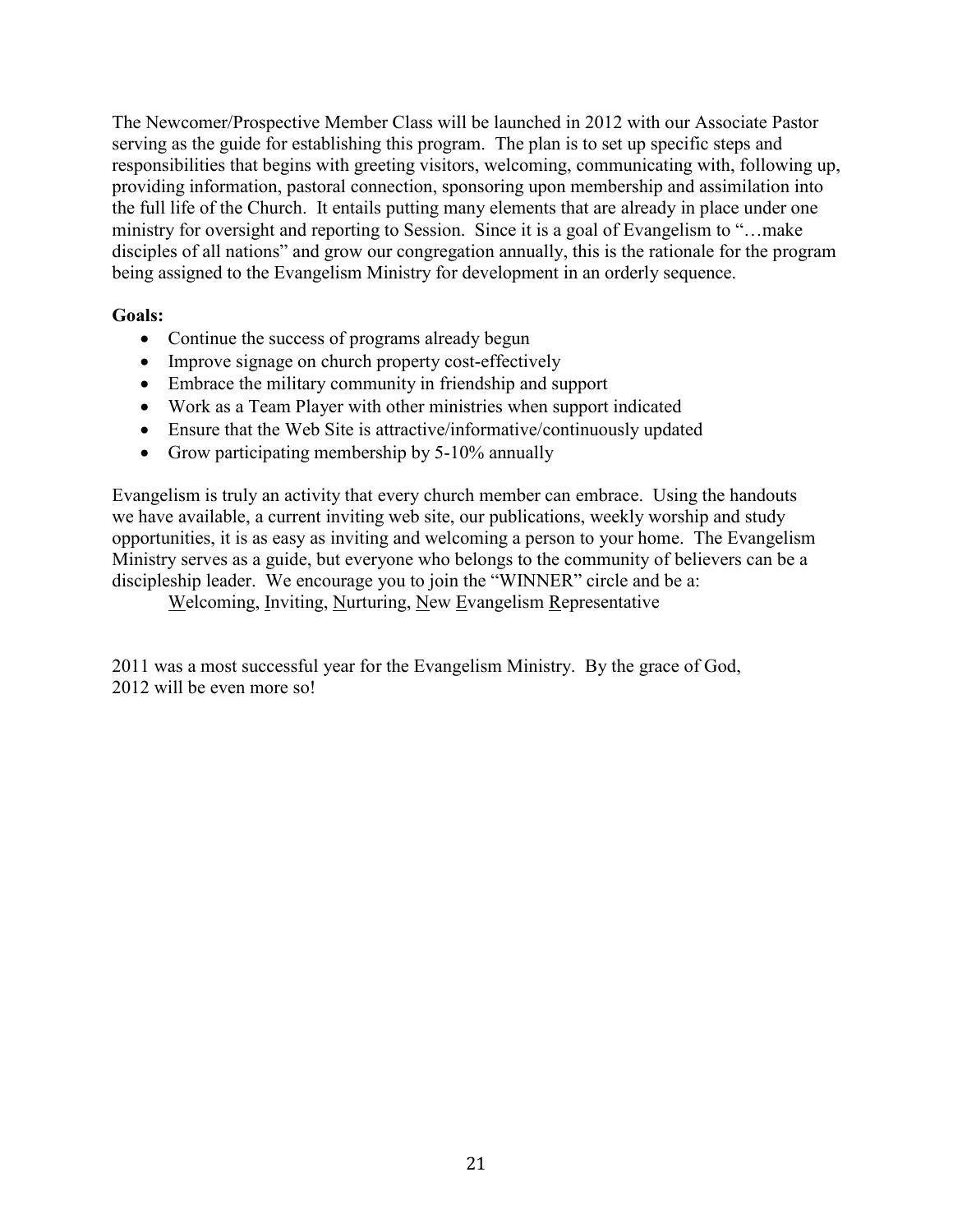The Newcomer/Prospective Member Class will be launched in 2012 with our Associate Pastor serving as the guide for establishing this program. The plan is to set up specific steps and responsibilities that begins with greeting visitors, welcoming, communicating with, following up, providing information, pastoral connection, sponsoring upon membership and assimilation into the full life of the Church. It entails putting many elements that are already in place under one ministry for oversight and reporting to Session. Since it is a goal of Evangelism to "…make disciples of all nations" and grow our congregation annually, this is the rationale for the program being assigned to the Evangelism Ministry for development in an orderly sequence.

**Goals:**

- Continue the success of programs already begun
- Improve signage on church property cost-effectively
- Embrace the military community in friendship and support
- Work as a Team Player with other ministries when support indicated
- Ensure that the Web Site is attractive/informative/continuously updated
- Grow participating membership by 5-10% annually

Evangelism is truly an activity that every church member can embrace. Using the handouts we have available, a current inviting web site, our publications, weekly worship and study opportunities, it is as easy as inviting and welcoming a person to your home. The Evangelism Ministry serves as a guide, but everyone who belongs to the community of believers can be a discipleship leader. We encourage you to join the "WINNER" circle and be a:

<u>W</u>elcoming, <u>I</u>nviting, <u>N</u>urturing, <u>N</u>ew <u>E</u>vangelism <u>R</u>epresentative

2011 was a most successful year for the Evangelism Ministry. By the grace of God, 2012 will be even more so!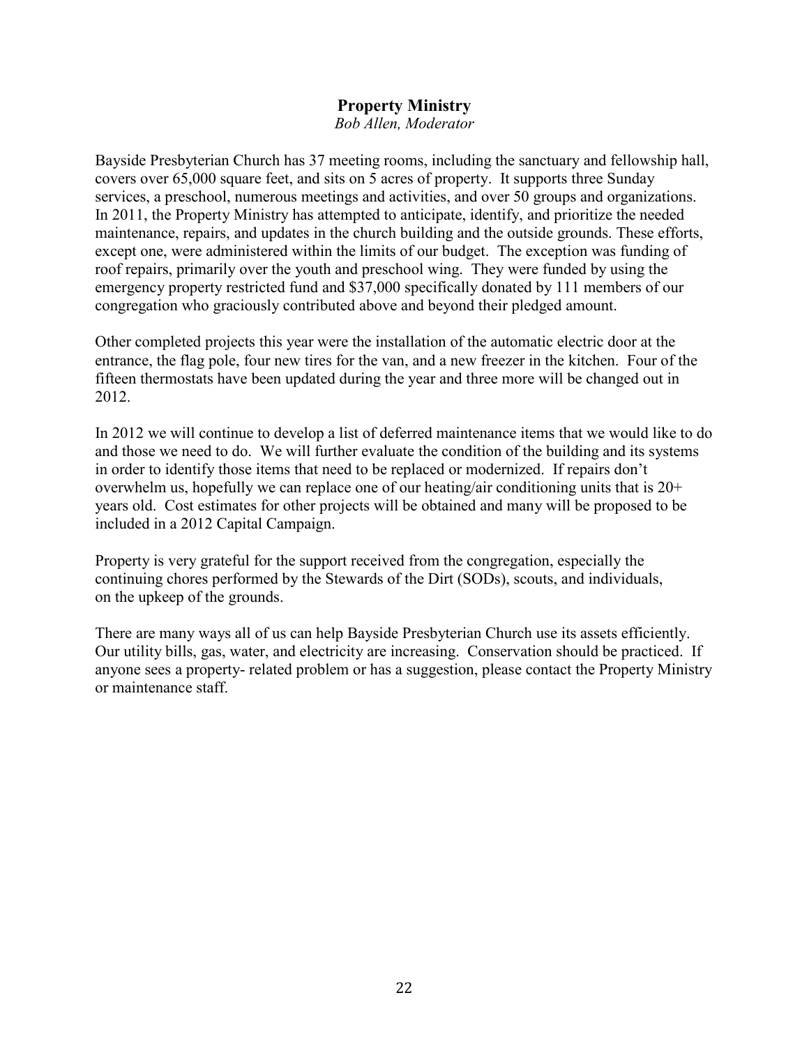## Property Ministry

*Bob Allen, Moderator*

Bayside Presbyterian Church has 37 meeting rooms, including the sanctuary and fellowship hall, covers over 65,000 square feet, and sits on 5 acres of property. It supports three Sunday services, a preschool, numerous meetings and activities, and over 50 groups and organizations. In 2011, the Property Ministry has attempted to anticipate, identify, and prioritize the needed maintenance, repairs, and updates in the church building and the outside grounds. These efforts, except one, were administered within the limits of our budget. The exception was funding of roof repairs, primarily over the youth and preschool wing. They were funded by using the emergency property restricted fund and $37,000 specifically donated by 111 members of our congregation who graciously contributed above and beyond their pledged amount.

Other completed projects this year were the installation of the automatic electric door at the entrance, the flag pole, four new tires for the van, and a new freezer in the kitchen. Four of the fifteen thermostats have been updated during the year and three more will be changed out in 2012.

In 2012 we will continue to develop a list of deferred maintenance items that we would like to do and those we need to do. We will further evaluate the condition of the building and its systems in order to identify those items that need to be replaced or modernized. If repairs don't overwhelm us, hopefully we can replace one of our heating/air conditioning units that is 20+ years old. Cost estimates for other projects will be obtained and many will be proposed to be included in a 2012 Capital Campaign.

Property is very grateful for the support received from the congregation, especially the continuing chores performed by the Stewards of the Dirt (SODs), scouts, and individuals, on the upkeep of the grounds.

There are many ways all of us can help Bayside Presbyterian Church use its assets efficiently. Our utility bills, gas, water, and electricity are increasing. Conservation should be practiced. If anyone sees a property- related problem or has a suggestion, please contact the Property Ministry or maintenance staff.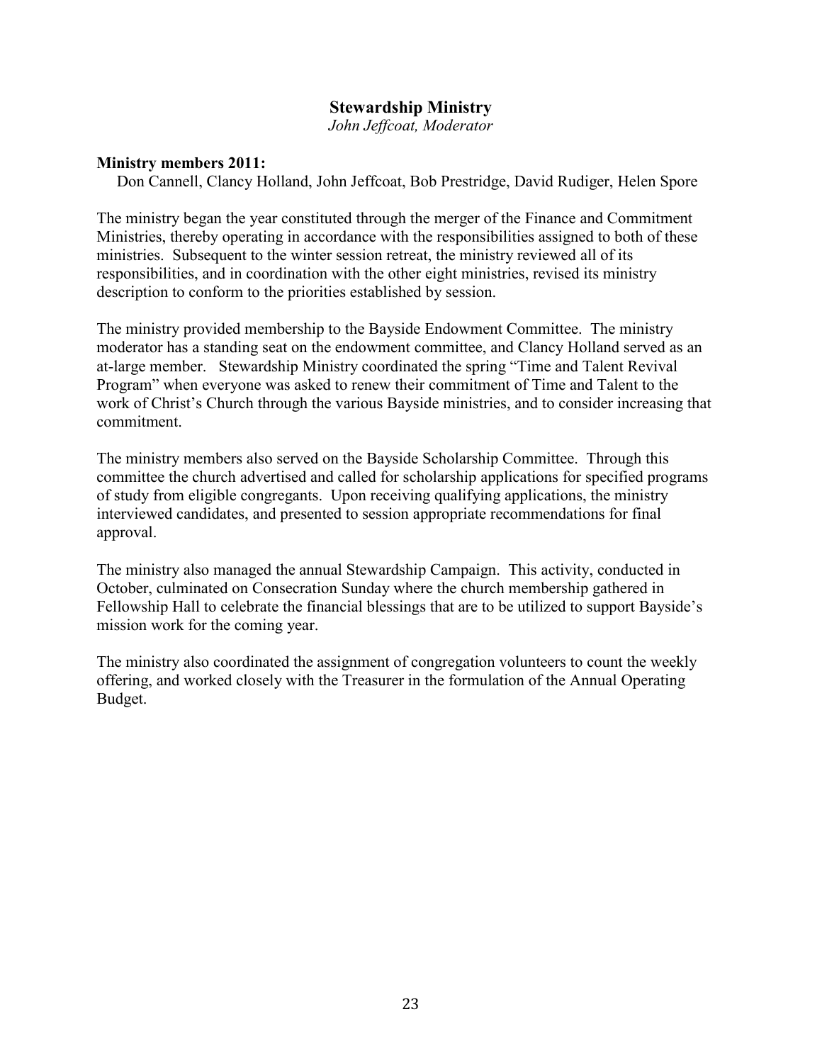## Stewardship Ministry

*John Jeffcoat, Moderator*

**Ministry members 2011:**

Don Cannell, Clancy Holland, John Jeffcoat, Bob Prestridge, David Rudiger, Helen Spore

The ministry began the year constituted through the merger of the Finance and Commitment Ministries, thereby operating in accordance with the responsibilities assigned to both of these ministries. Subsequent to the winter session retreat, the ministry reviewed all of its responsibilities, and in coordination with the other eight ministries, revised its ministry description to conform to the priorities established by session.

The ministry provided membership to the Bayside Endowment Committee. The ministry moderator has a standing seat on the endowment committee, and Clancy Holland served as an at-large member. Stewardship Ministry coordinated the spring "Time and Talent Revival Program" when everyone was asked to renew their commitment of Time and Talent to the work of Christ's Church through the various Bayside ministries, and to consider increasing that commitment.

The ministry members also served on the Bayside Scholarship Committee. Through this committee the church advertised and called for scholarship applications for specified programs of study from eligible congregants. Upon receiving qualifying applications, the ministry interviewed candidates, and presented to session appropriate recommendations for final approval.

The ministry also managed the annual Stewardship Campaign. This activity, conducted in October, culminated on Consecration Sunday where the church membership gathered in Fellowship Hall to celebrate the financial blessings that are to be utilized to support Bayside's mission work for the coming year.

The ministry also coordinated the assignment of congregation volunteers to count the weekly offering, and worked closely with the Treasurer in the formulation of the Annual Operating Budget.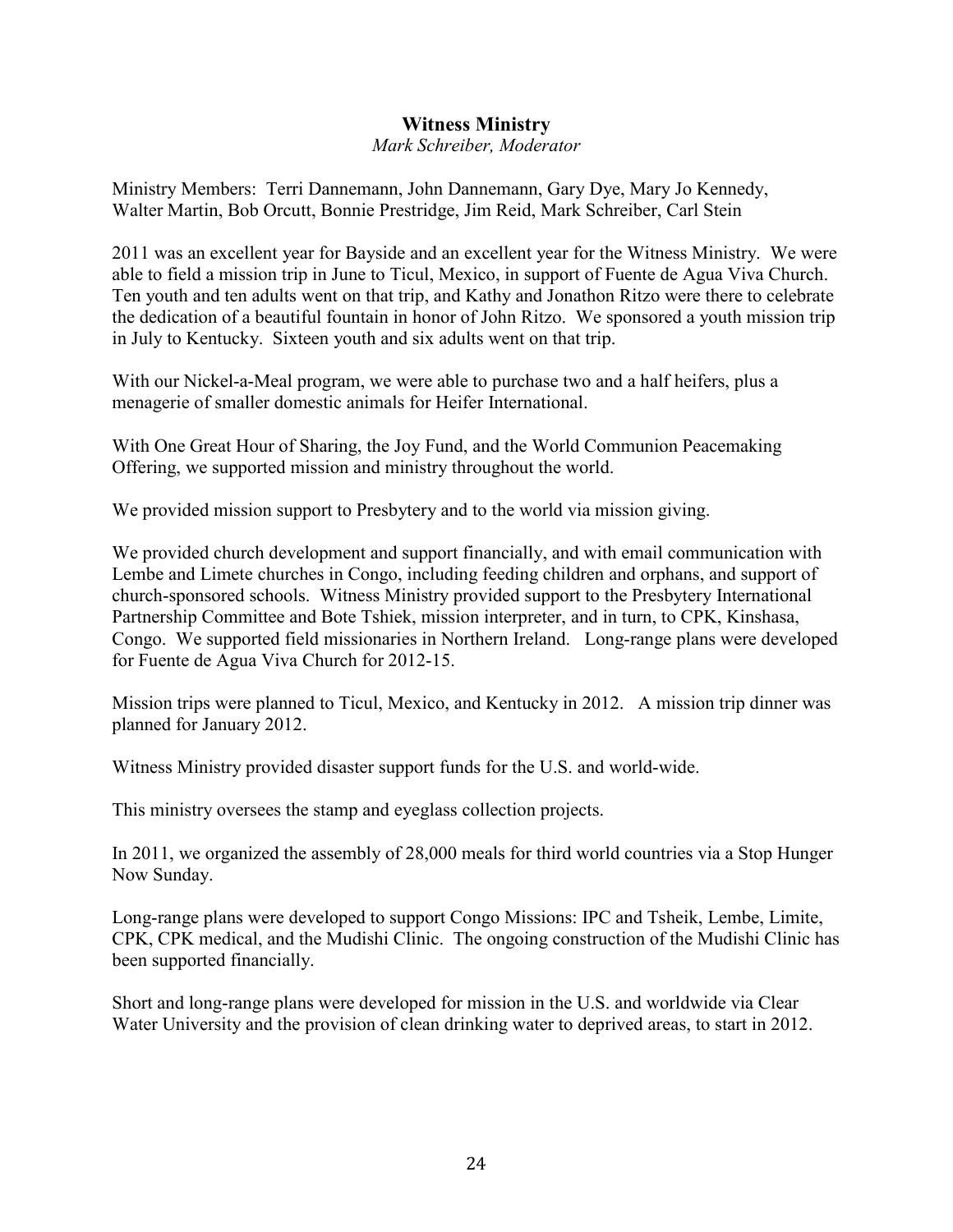## Witness Ministry

*Mark Schreiber, Moderator*

Ministry Members: Terri Dannemann, John Dannemann, Gary Dye, Mary Jo Kennedy, Walter Martin, Bob Orcutt, Bonnie Prestridge, Jim Reid, Mark Schreiber, Carl Stein

2011 was an excellent year for Bayside and an excellent year for the Witness Ministry. We were able to field a mission trip in June to Ticul, Mexico, in support of Fuente de Agua Viva Church. Ten youth and ten adults went on that trip, and Kathy and Jonathon Ritzo were there to celebrate the dedication of a beautiful fountain in honor of John Ritzo. We sponsored a youth mission trip in July to Kentucky. Sixteen youth and six adults went on that trip.

With our Nickel-a-Meal program, we were able to purchase two and a half heifers, plus a menagerie of smaller domestic animals for Heifer International.

With One Great Hour of Sharing, the Joy Fund, and the World Communion Peacemaking Offering, we supported mission and ministry throughout the world.

We provided mission support to Presbytery and to the world via mission giving.

We provided church development and support financially, and with email communication with Lembe and Limete churches in Congo, including feeding children and orphans, and support of church-sponsored schools. Witness Ministry provided support to the Presbytery International Partnership Committee and Bote Tshiek, mission interpreter, and in turn, to CPK, Kinshasa, Congo. We supported field missionaries in Northern Ireland. Long-range plans were developed for Fuente de Agua Viva Church for 2012-15.

Mission trips were planned to Ticul, Mexico, and Kentucky in 2012. A mission trip dinner was planned for January 2012.

Witness Ministry provided disaster support funds for the U.S. and world-wide.

This ministry oversees the stamp and eyeglass collection projects.

In 2011, we organized the assembly of 28,000 meals for third world countries via a Stop Hunger Now Sunday.

Long-range plans were developed to support Congo Missions: IPC and Tsheik, Lembe, Limite, CPK, CPK medical, and the Mudishi Clinic. The ongoing construction of the Mudishi Clinic has been supported financially.

Short and long-range plans were developed for mission in the U.S. and worldwide via Clear Water University and the provision of clean drinking water to deprived areas, to start in 2012.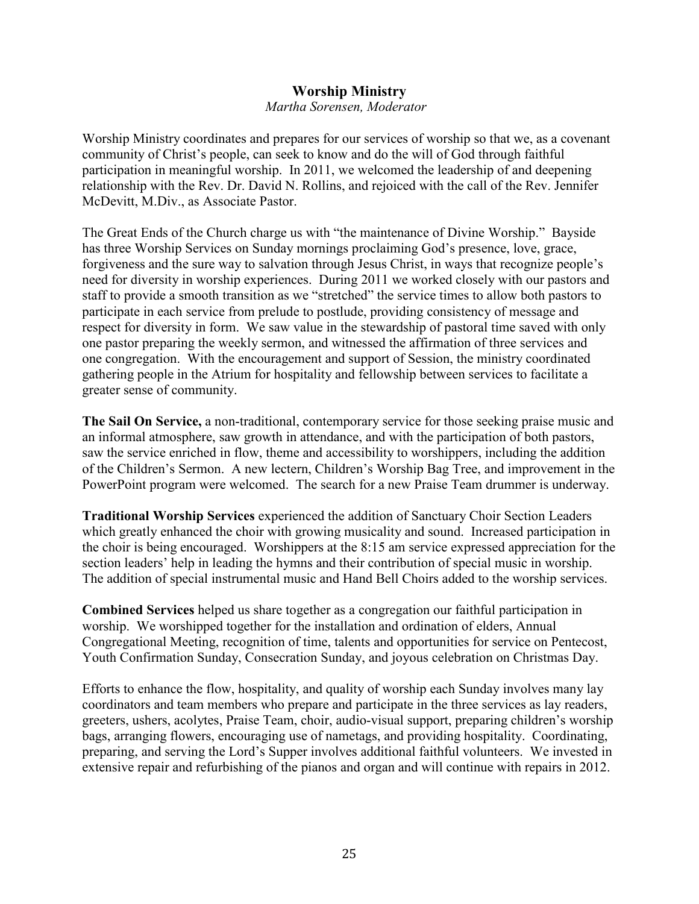## Worship Ministry

*Martha Sorensen, Moderator*

Worship Ministry coordinates and prepares for our services of worship so that we, as a covenant community of Christ's people, can seek to know and do the will of God through faithful participation in meaningful worship. In 2011, we welcomed the leadership of and deepening relationship with the Rev. Dr. David N. Rollins, and rejoiced with the call of the Rev. Jennifer McDevitt, M.Div., as Associate Pastor.

The Great Ends of the Church charge us with "the maintenance of Divine Worship." Bayside has three Worship Services on Sunday mornings proclaiming God's presence, love, grace, forgiveness and the sure way to salvation through Jesus Christ, in ways that recognize people's need for diversity in worship experiences. During 2011 we worked closely with our pastors and staff to provide a smooth transition as we "stretched" the service times to allow both pastors to participate in each service from prelude to postlude, providing consistency of message and respect for diversity in form. We saw value in the stewardship of pastoral time saved with only one pastor preparing the weekly sermon, and witnessed the affirmation of three services and one congregation. With the encouragement and support of Session, the ministry coordinated gathering people in the Atrium for hospitality and fellowship between services to facilitate a greater sense of community.

**The Sail On Service,** a non-traditional, contemporary service for those seeking praise music and an informal atmosphere, saw growth in attendance, and with the participation of both pastors, saw the service enriched in flow, theme and accessibility to worshippers, including the addition of the Children's Sermon. A new lectern, Children's Worship Bag Tree, and improvement in the PowerPoint program were welcomed. The search for a new Praise Team drummer is underway.

**Traditional Worship Services** experienced the addition of Sanctuary Choir Section Leaders which greatly enhanced the choir with growing musicality and sound. Increased participation in the choir is being encouraged. Worshippers at the 8:15 am service expressed appreciation for the section leaders' help in leading the hymns and their contribution of special music in worship. The addition of special instrumental music and Hand Bell Choirs added to the worship services.

**Combined Services** helped us share together as a congregation our faithful participation in worship. We worshipped together for the installation and ordination of elders, Annual Congregational Meeting, recognition of time, talents and opportunities for service on Pentecost, Youth Confirmation Sunday, Consecration Sunday, and joyous celebration on Christmas Day.

Efforts to enhance the flow, hospitality, and quality of worship each Sunday involves many lay coordinators and team members who prepare and participate in the three services as lay readers, greeters, ushers, acolytes, Praise Team, choir, audio-visual support, preparing children's worship bags, arranging flowers, encouraging use of nametags, and providing hospitality. Coordinating, preparing, and serving the Lord's Supper involves additional faithful volunteers. We invested in extensive repair and refurbishing of the pianos and organ and will continue with repairs in 2012.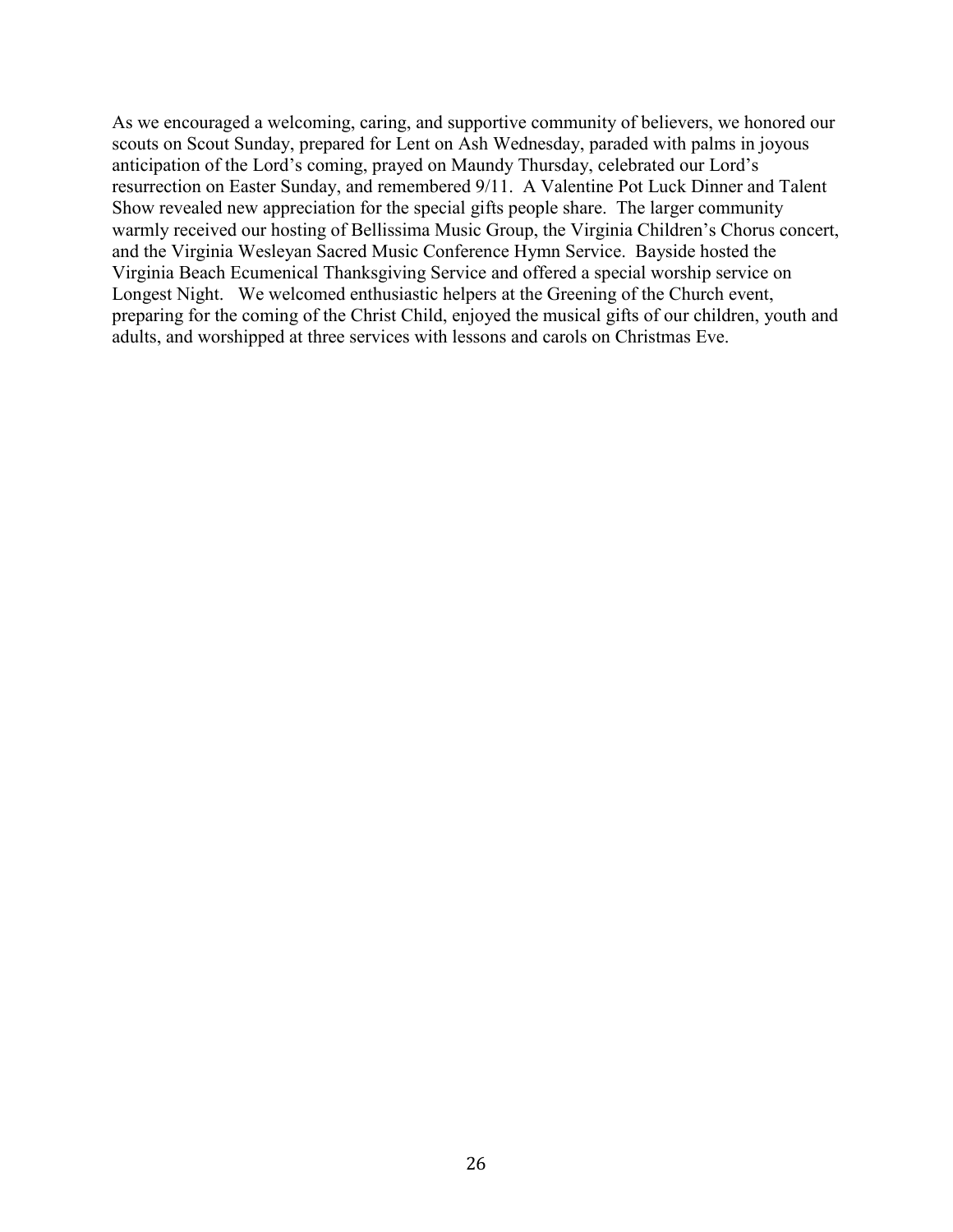As we encouraged a welcoming, caring, and supportive community of believers, we honored our scouts on Scout Sunday, prepared for Lent on Ash Wednesday, paraded with palms in joyous anticipation of the Lord's coming, prayed on Maundy Thursday, celebrated our Lord's resurrection on Easter Sunday, and remembered 9/11. A Valentine Pot Luck Dinner and Talent Show revealed new appreciation for the special gifts people share. The larger community warmly received our hosting of Bellissima Music Group, the Virginia Children's Chorus concert, and the Virginia Wesleyan Sacred Music Conference Hymn Service. Bayside hosted the Virginia Beach Ecumenical Thanksgiving Service and offered a special worship service on Longest Night. We welcomed enthusiastic helpers at the Greening of the Church event, preparing for the coming of the Christ Child, enjoyed the musical gifts of our children, youth and adults, and worshipped at three services with lessons and carols on Christmas Eve.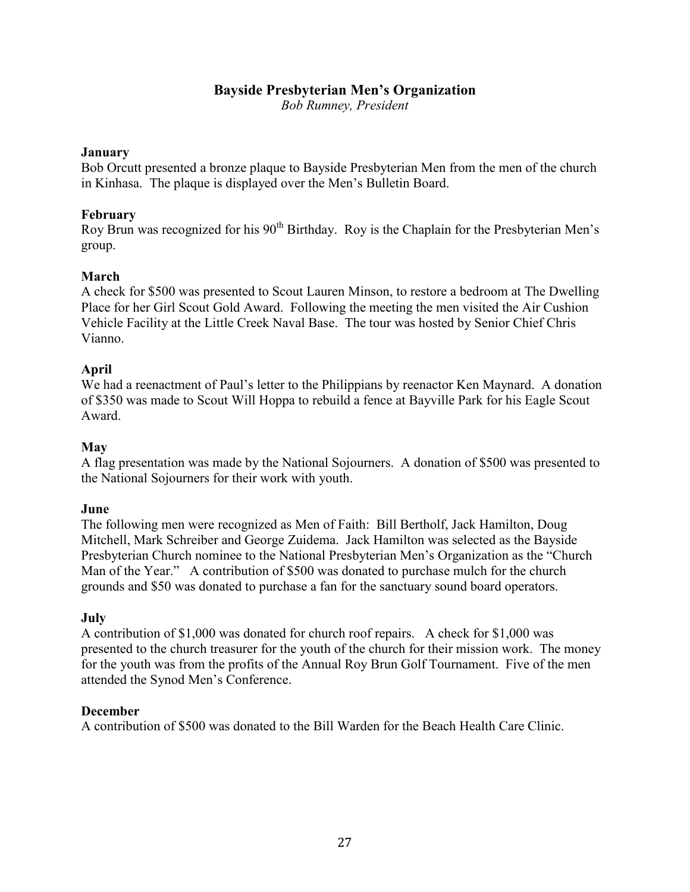## Bayside Presbyterian Men's Organization

*Bob Rumney, President*

**January**

Bob Orcutt presented a bronze plaque to Bayside Presbyterian Men from the men of the church in Kinhasa. The plaque is displayed over the Men's Bulletin Board.

**February**

Roy Brun was recognized for his 90th Birthday. Roy is the Chaplain for the Presbyterian Men's group.

**March**

A check for $500 was presented to Scout Lauren Minson, to restore a bedroom at The Dwelling Place for her Girl Scout Gold Award. Following the meeting the men visited the Air Cushion Vehicle Facility at the Little Creek Naval Base. The tour was hosted by Senior Chief Chris Vianno.

**April**

We had a reenactment of Paul's letter to the Philippians by reenactor Ken Maynard. A donation of $350 was made to Scout Will Hoppa to rebuild a fence at Bayville Park for his Eagle Scout Award.

**May**

A flag presentation was made by the National Sojourners. A donation of $500 was presented to the National Sojourners for their work with youth.

**June**

The following men were recognized as Men of Faith: Bill Bertholf, Jack Hamilton, Doug Mitchell, Mark Schreiber and George Zuidema. Jack Hamilton was selected as the Bayside Presbyterian Church nominee to the National Presbyterian Men's Organization as the "Church Man of the Year." A contribution of $500 was donated to purchase mulch for the church grounds and $50 was donated to purchase a fan for the sanctuary sound board operators.

**July**

A contribution of $1,000 was donated for church roof repairs. A check for $1,000 was presented to the church treasurer for the youth of the church for their mission work. The money for the youth was from the profits of the Annual Roy Brun Golf Tournament. Five of the men attended the Synod Men's Conference.

**December**

A contribution of $500 was donated to the Bill Warden for the Beach Health Care Clinic.